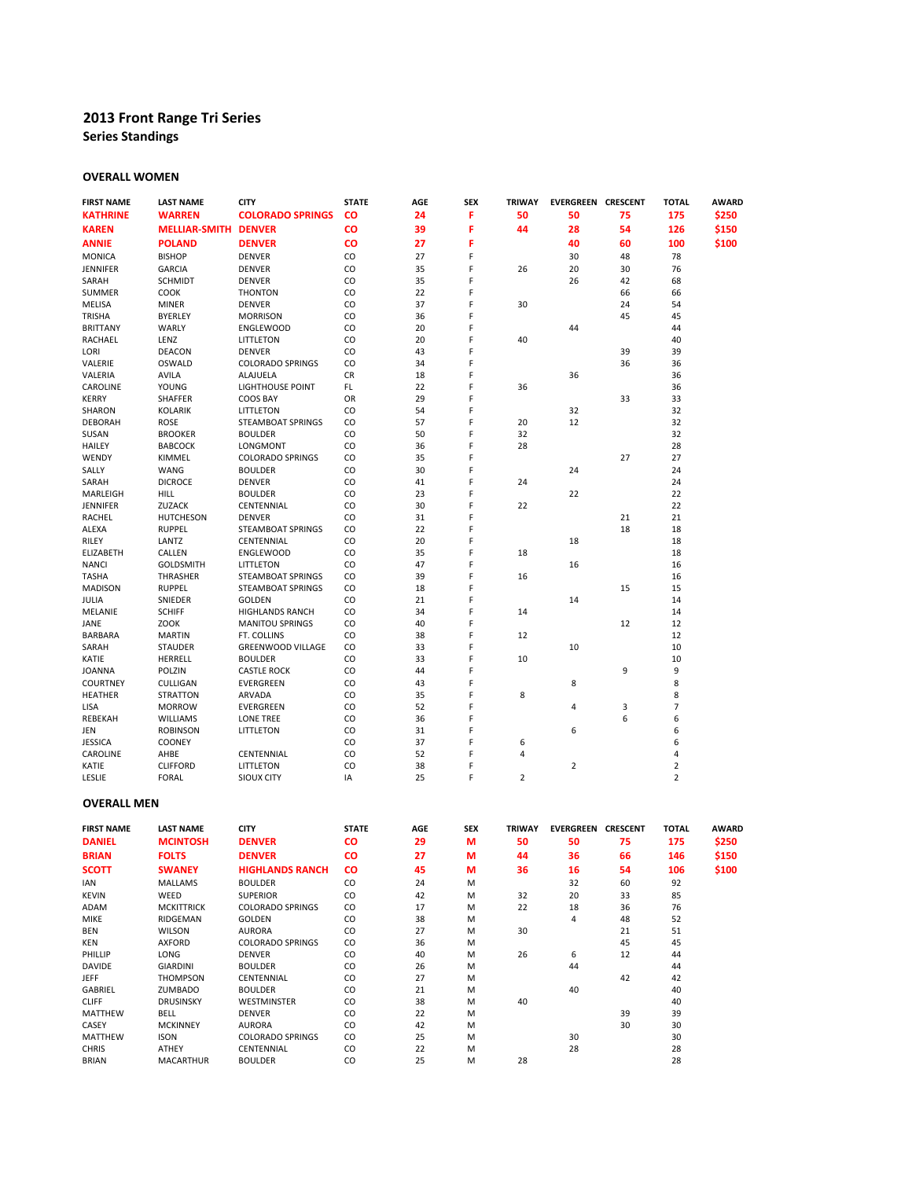# 2013 Front Range Tri Series

## Series Standings

### OVERALL WOMEN

| FIRST NAME | LAST NAME | CITY | STATE | AGE | SEX | TRIWAY | EVERGREEN | CRESCENT | TOTAL | AWARD |
|---|---|---|---|---|---|---|---|---|---|---|
| **KATHRINE** | **WARREN** | **COLORADO SPRINGS** | **CO** | **24** | **F** | **50** | **50** | **75** | **175** | **$250** |
| **KAREN** | **MELLIAR-SMITH** | **DENVER** | **CO** | **39** | **F** | **44** | **28** | **54** | **126** | **$150** |
| **ANNIE** | **POLAND** | **DENVER** | **CO** | **27** | **F** | | **40** | **60** | **100** | **$100** |
| MONICA | BISHOP | DENVER | CO | 27 | F | | 30 | 48 | 78 | |
| JENNIFER | GARCIA | DENVER | CO | 35 | F | 26 | 20 | 30 | 76 | |
| SARAH | SCHMIDT | DENVER | CO | 35 | F | | 26 | 42 | 68 | |
| SUMMER | COOK | THONTON | CO | 22 | F | | | 66 | 66 | |
| MELISA | MINER | DENVER | CO | 37 | F | 30 | | 24 | 54 | |
| TRISHA | BYERLEY | MORRISON | CO | 36 | F | | | 45 | 45 | |
| BRITTANY | WARLY | ENGLEWOOD | CO | 20 | F | | 44 | | 44 | |
| RACHAEL | LENZ | LITTLETON | CO | 20 | F | 40 | | | 40 | |
| LORI | DEACON | DENVER | CO | 43 | F | | | 39 | 39 | |
| VALERIE | OSWALD | COLORADO SPRINGS | CO | 34 | F | | | 36 | 36 | |
| VALERIA | AVILA | ALAJUELA | CR | 18 | F | | 36 | | 36 | |
| CAROLINE | YOUNG | LIGHTHOUSE POINT | FL | 22 | F | 36 | | | 36 | |
| KERRY | SHAFFER | COOS BAY | OR | 29 | F | | | 33 | 33 | |
| SHARON | KOLARIK | LITTLETON | CO | 54 | F | | 32 | | 32 | |
| DEBORAH | ROSE | STEAMBOAT SPRINGS | CO | 57 | F | 20 | 12 | | 32 | |
| SUSAN | BROOKER | BOULDER | CO | 50 | F | 32 | | | 32 | |
| HAILEY | BABCOCK | LONGMONT | CO | 36 | F | 28 | | | 28 | |
| WENDY | KIMMEL | COLORADO SPRINGS | CO | 35 | F | | | 27 | 27 | |
| SALLY | WANG | BOULDER | CO | 30 | F | | 24 | | 24 | |
| SARAH | DICROCE | DENVER | CO | 41 | F | 24 | | | 24 | |
| MARLEIGH | HILL | BOULDER | CO | 23 | F | | 22 | | 22 | |
| JENNIFER | ZUZACK | CENTENNIAL | CO | 30 | F | 22 | | | 22 | |
| RACHEL | HUTCHESON | DENVER | CO | 31 | F | | | 21 | 21 | |
| ALEXA | RUPPEL | STEAMBOAT SPRINGS | CO | 22 | F | | | 18 | 18 | |
| RILEY | LANTZ | CENTENNIAL | CO | 20 | F | | 18 | | 18 | |
| ELIZABETH | CALLEN | ENGLEWOOD | CO | 35 | F | 18 | | | 18 | |
| NANCI | GOLDSMITH | LITTLETON | CO | 47 | F | | 16 | | 16 | |
| TASHA | THRASHER | STEAMBOAT SPRINGS | CO | 39 | F | 16 | | | 16 | |
| MADISON | RUPPEL | STEAMBOAT SPRINGS | CO | 18 | F | | | 15 | 15 | |
| JULIA | SNIEDER | GOLDEN | CO | 21 | F | | 14 | | 14 | |
| MELANIE | SCHIFF | HIGHLANDS RANCH | CO | 34 | F | 14 | | | 14 | |
| JANE | ZOOK | MANITOU SPRINGS | CO | 40 | F | | | 12 | 12 | |
| BARBARA | MARTIN | FT. COLLINS | CO | 38 | F | 12 | | | 12 | |
| SARAH | STAUDER | GREENWOOD VILLAGE | CO | 33 | F | | 10 | | 10 | |
| KATIE | HERRELL | BOULDER | CO | 33 | F | 10 | | | 10 | |
| JOANNA | POLZIN | CASTLE ROCK | CO | 44 | F | | | 9 | 9 | |
| COURTNEY | CULLIGAN | EVERGREEN | CO | 43 | F | | 8 | | 8 | |
| HEATHER | STRATTON | ARVADA | CO | 35 | F | 8 | | | 8 | |
| LISA | MORROW | EVERGREEN | CO | 52 | F | | 4 | 3 | 7 | |
| REBEKAH | WILLIAMS | LONE TREE | CO | 36 | F | | | 6 | 6 | |
| JEN | ROBINSON | LITTLETON | CO | 31 | F | | 6 | | 6 | |
| JESSICA | COONEY | | CO | 37 | F | 6 | | | 6 | |
| CAROLINE | AHBE | CENTENNIAL | CO | 52 | F | 4 | | | 4 | |
| KATIE | CLIFFORD | LITTLETON | CO | 38 | F | | 2 | | 2 | |
| LESLIE | FORAL | SIOUX CITY | IA | 25 | F | 2 | | | 2 | |

### OVERALL MEN

| FIRST NAME | LAST NAME | CITY | STATE | AGE | SEX | TRIWAY | EVERGREEN | CRESCENT | TOTAL | AWARD |
|---|---|---|---|---|---|---|---|---|---|---|
| **DANIEL** | **MCINTOSH** | **DENVER** | **CO** | **29** | **M** | **50** | **50** | **75** | **175** | **$250** |
| **BRIAN** | **FOLTS** | **DENVER** | **CO** | **27** | **M** | **44** | **36** | **66** | **146** | **$150** |
| **SCOTT** | **SWANEY** | **HIGHLANDS RANCH** | **CO** | **45** | **M** | **36** | **16** | **54** | **106** | **$100** |
| IAN | MALLAMS | BOULDER | CO | 24 | M | | 32 | 60 | 92 | |
| KEVIN | WEED | SUPERIOR | CO | 42 | M | 32 | 20 | 33 | 85 | |
| ADAM | MCKITTRICK | COLORADO SPRINGS | CO | 17 | M | 22 | 18 | 36 | 76 | |
| MIKE | RIDGEMAN | GOLDEN | CO | 38 | M | | 4 | 48 | 52 | |
| BEN | WILSON | AURORA | CO | 27 | M | 30 | | 21 | 51 | |
| KEN | AXFORD | COLORADO SPRINGS | CO | 36 | M | | | 45 | 45 | |
| PHILLIP | LONG | DENVER | CO | 40 | M | 26 | 6 | 12 | 44 | |
| DAVIDE | GIARDINI | BOULDER | CO | 26 | M | | 44 | | 44 | |
| JEFF | THOMPSON | CENTENNIAL | CO | 27 | M | | | 42 | 42 | |
| GABRIEL | ZUMBADO | BOULDER | CO | 21 | M | | 40 | | 40 | |
| CLIFF | DRUSINSKY | WESTMINSTER | CO | 38 | M | 40 | | | 40 | |
| MATTHEW | BELL | DENVER | CO | 22 | M | | | 39 | 39 | |
| CASEY | MCKINNEY | AURORA | CO | 42 | M | | | 30 | 30 | |
| MATTHEW | ISON | COLORADO SPRINGS | CO | 25 | M | | 30 | | 30 | |
| CHRIS | ATHEY | CENTENNIAL | CO | 22 | M | | 28 | | 28 | |
| BRIAN | MACARTHUR | BOULDER | CO | 25 | M | 28 | | | 28 | |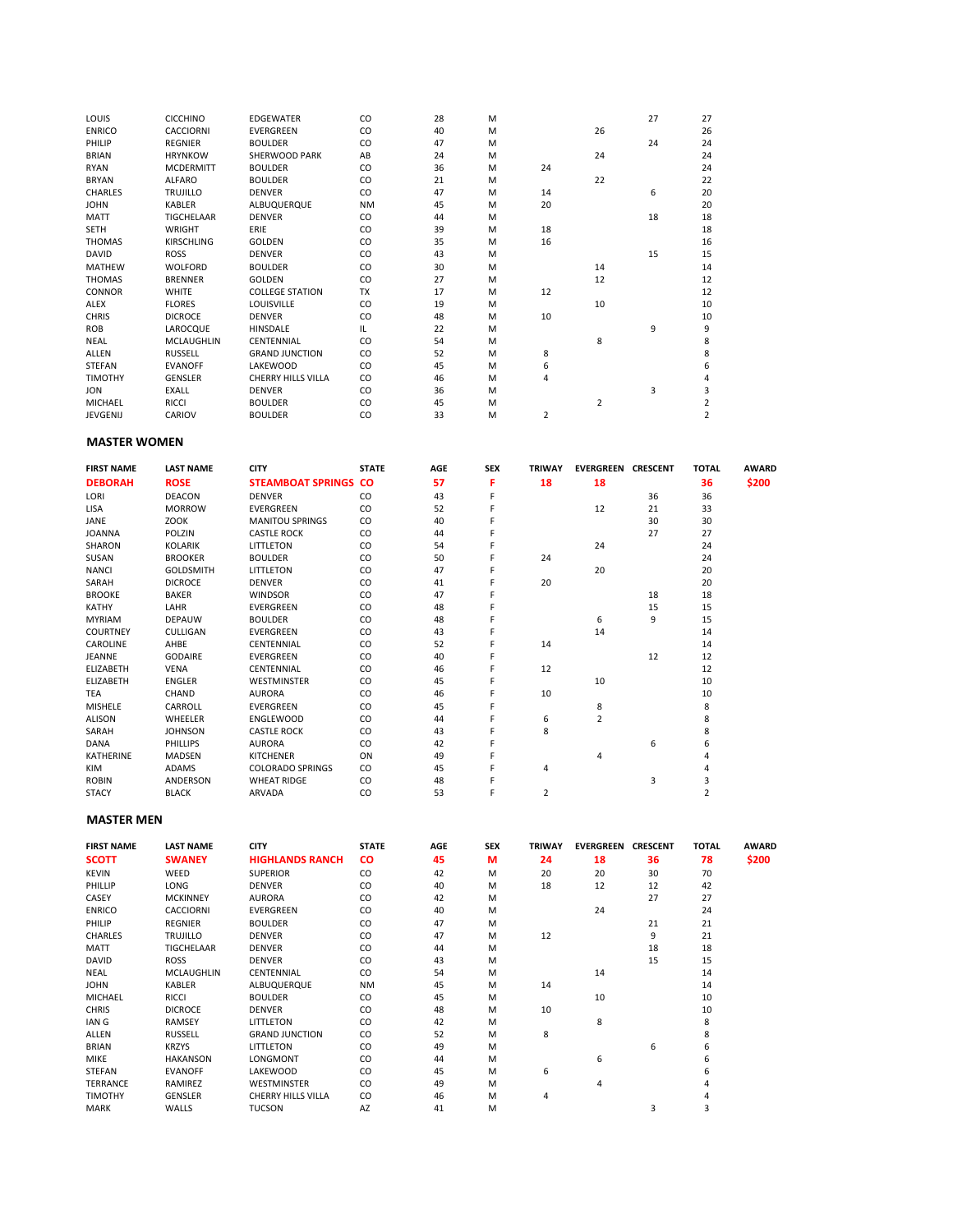| | | | | | | | | | | |
|---|---|---|---|---|---|---|---|---|---|---|
| LOUIS | CICCHINO | EDGEWATER | CO | 28 | M | | | 27 | 27 | |
| ENRICO | CACCIORNI | EVERGREEN | CO | 40 | M | | 26 | | 26 | |
| PHILIP | REGNIER | BOULDER | CO | 47 | M | | | 24 | 24 | |
| BRIAN | HRYNKOW | SHERWOOD PARK | AB | 24 | M | | 24 | | 24 | |
| RYAN | MCDERMITT | BOULDER | CO | 36 | M | 24 | | | 24 | |
| BRYAN | ALFARO | BOULDER | CO | 21 | M | | 22 | | 22 | |
| CHARLES | TRUJILLO | DENVER | CO | 47 | M | 14 | | 6 | 20 | |
| JOHN | KABLER | ALBUQUERQUE | NM | 45 | M | 20 | | | 20 | |
| MATT | TIGCHELAAR | DENVER | CO | 44 | M | | | 18 | 18 | |
| SETH | WRIGHT | ERIE | CO | 39 | M | 18 | | | 18 | |
| THOMAS | KIRSCHLING | GOLDEN | CO | 35 | M | 16 | | | 16 | |
| DAVID | ROSS | DENVER | CO | 43 | M | | | 15 | 15 | |
| MATHEW | WOLFORD | BOULDER | CO | 30 | M | | 14 | | 14 | |
| THOMAS | BRENNER | GOLDEN | CO | 27 | M | | 12 | | 12 | |
| CONNOR | WHITE | COLLEGE STATION | TX | 17 | M | 12 | | | 12 | |
| ALEX | FLORES | LOUISVILLE | CO | 19 | M | | 10 | | 10 | |
| CHRIS | DICROCE | DENVER | CO | 48 | M | 10 | | | 10 | |
| ROB | LAROCQUE | HINSDALE | IL | 22 | M | | | 9 | 9 | |
| NEAL | MCLAUGHLIN | CENTENNIAL | CO | 54 | M | | 8 | | 8 | |
| ALLEN | RUSSELL | GRAND JUNCTION | CO | 52 | M | 8 | | | 8 | |
| STEFAN | EVANOFF | LAKEWOOD | CO | 45 | M | 6 | | | 6 | |
| TIMOTHY | GENSLER | CHERRY HILLS VILLA | CO | 46 | M | 4 | | | 4 | |
| JON | EXALL | DENVER | CO | 36 | M | | | 3 | 3 | |
| MICHAEL | RICCI | BOULDER | CO | 45 | M | | 2 | | 2 | |
| JEVGENIJ | CARIOV | BOULDER | CO | 33 | M | 2 | | | 2 | |

## MASTER WOMEN

| FIRST NAME | LAST NAME | CITY | STATE | AGE | SEX | TRIWAY | EVERGREEN | CRESCENT | TOTAL | AWARD |
|---|---|---|---|---|---|---|---|---|---|---|
| **DEBORAH** | **ROSE** | **STEAMBOAT SPRINGS** | **CO** | **57** | **F** | **18** | **18** | | **36** | **$200** |
| LORI | DEACON | DENVER | CO | 43 | F | | | 36 | 36 | |
| LISA | MORROW | EVERGREEN | CO | 52 | F | | 12 | 21 | 33 | |
| JANE | ZOOK | MANITOU SPRINGS | CO | 40 | F | | | 30 | 30 | |
| JOANNA | POLZIN | CASTLE ROCK | CO | 44 | F | | | 27 | 27 | |
| SHARON | KOLARIK | LITTLETON | CO | 54 | F | | 24 | | 24 | |
| SUSAN | BROOKER | BOULDER | CO | 50 | F | 24 | | | 24 | |
| NANCI | GOLDSMITH | LITTLETON | CO | 47 | F | | 20 | | 20 | |
| SARAH | DICROCE | DENVER | CO | 41 | F | 20 | | | 20 | |
| BROOKE | BAKER | WINDSOR | CO | 47 | F | | | 18 | 18 | |
| KATHY | LAHR | EVERGREEN | CO | 48 | F | | | 15 | 15 | |
| MYRIAM | DEPAUW | BOULDER | CO | 48 | F | | 6 | 9 | 15 | |
| COURTNEY | CULLIGAN | EVERGREEN | CO | 43 | F | | 14 | | 14 | |
| CAROLINE | AHBE | CENTENNIAL | CO | 52 | F | 14 | | | 14 | |
| JEANNE | GODAIRE | EVERGREEN | CO | 40 | F | | | 12 | 12 | |
| ELIZABETH | VENA | CENTENNIAL | CO | 46 | F | 12 | | | 12 | |
| ELIZABETH | ENGLER | WESTMINSTER | CO | 45 | F | | 10 | | 10 | |
| TEA | CHAND | AURORA | CO | 46 | F | 10 | | | 10 | |
| MISHELE | CARROLL | EVERGREEN | CO | 45 | F | | 8 | | 8 | |
| ALISON | WHEELER | ENGLEWOOD | CO | 44 | F | 6 | 2 | | 8 | |
| SARAH | JOHNSON | CASTLE ROCK | CO | 43 | F | 8 | | | 8 | |
| DANA | PHILLIPS | AURORA | CO | 42 | F | | | 6 | 6 | |
| KATHERINE | MADSEN | KITCHENER | ON | 49 | F | | 4 | | 4 | |
| KIM | ADAMS | COLORADO SPRINGS | CO | 45 | F | 4 | | | 4 | |
| ROBIN | ANDERSON | WHEAT RIDGE | CO | 48 | F | | | 3 | 3 | |
| STACY | BLACK | ARVADA | CO | 53 | F | 2 | | | 2 | |

## MASTER MEN

| FIRST NAME | LAST NAME | CITY | STATE | AGE | SEX | TRIWAY | EVERGREEN | CRESCENT | TOTAL | AWARD |
|---|---|---|---|---|---|---|---|---|---|---|
| **SCOTT** | **SWANEY** | **HIGHLANDS RANCH** | **CO** | **45** | **M** | **24** | **18** | **36** | **78** | **$200** |
| KEVIN | WEED | SUPERIOR | CO | 42 | M | 20 | 20 | 30 | 70 | |
| PHILLIP | LONG | DENVER | CO | 40 | M | 18 | 12 | 12 | 42 | |
| CASEY | MCKINNEY | AURORA | CO | 42 | M | | | 27 | 27 | |
| ENRICO | CACCIORNI | EVERGREEN | CO | 40 | M | | 24 | | 24 | |
| PHILIP | REGNIER | BOULDER | CO | 47 | M | | | 21 | 21 | |
| CHARLES | TRUJILLO | DENVER | CO | 47 | M | 12 | | 9 | 21 | |
| MATT | TIGCHELAAR | DENVER | CO | 44 | M | | | 18 | 18 | |
| DAVID | ROSS | DENVER | CO | 43 | M | | | 15 | 15 | |
| NEAL | MCLAUGHLIN | CENTENNIAL | CO | 54 | M | | 14 | | 14 | |
| JOHN | KABLER | ALBUQUERQUE | NM | 45 | M | 14 | | | 14 | |
| MICHAEL | RICCI | BOULDER | CO | 45 | M | | 10 | | 10 | |
| CHRIS | DICROCE | DENVER | CO | 48 | M | 10 | | | 10 | |
| IAN G | RAMSEY | LITTLETON | CO | 42 | M | | 8 | | 8 | |
| ALLEN | RUSSELL | GRAND JUNCTION | CO | 52 | M | 8 | | | 8 | |
| BRIAN | KRZYS | LITTLETON | CO | 49 | M | | | 6 | 6 | |
| MIKE | HAKANSON | LONGMONT | CO | 44 | M | | 6 | | 6 | |
| STEFAN | EVANOFF | LAKEWOOD | CO | 45 | M | 6 | | | 6 | |
| TERRANCE | RAMIREZ | WESTMINSTER | CO | 49 | M | | 4 | | 4 | |
| TIMOTHY | GENSLER | CHERRY HILLS VILLA | CO | 46 | M | 4 | | | 4 | |
| MARK | WALLS | TUCSON | AZ | 41 | M | | | 3 | 3 | |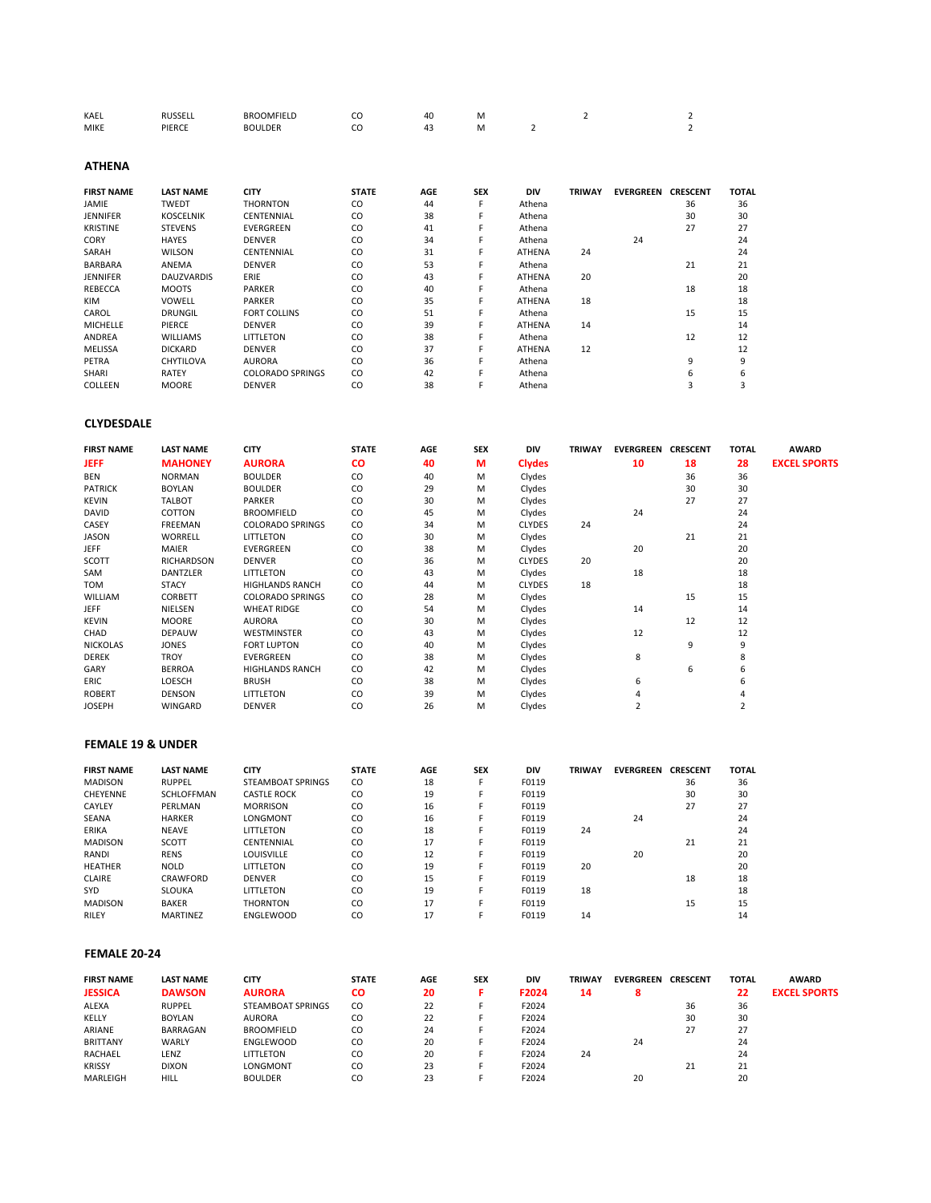| | | | | | | | | | | |
|---|---|---|---|---|---|---|---|---|---|---|
| KAEL | RUSSELL | BROOMFIELD | CO | 40 | M | | 2 | | 2 |
| MIKE | PIERCE | BOULDER | CO | 43 | M | 2 | | | 2 |

### ATHENA

| FIRST NAME | LAST NAME | CITY | STATE | AGE | SEX | DIV | TRIWAY | EVERGREEN | CRESCENT | TOTAL |
|---|---|---|---|---|---|---|---|---|---|---|
| JAMIE | TWEDT | THORNTON | CO | 44 | F | Athena | | | 36 | 36 |
| JENNIFER | KOSCELNIK | CENTENNIAL | CO | 38 | F | Athena | | | 30 | 30 |
| KRISTINE | STEVENS | EVERGREEN | CO | 41 | F | Athena | | | 27 | 27 |
| CORY | HAYES | DENVER | CO | 34 | F | Athena | | 24 | | 24 |
| SARAH | WILSON | CENTENNIAL | CO | 31 | F | ATHENA | 24 | | | 24 |
| BARBARA | ANEMA | DENVER | CO | 53 | F | Athena | | | 21 | 21 |
| JENNIFER | DAUZVARDIS | ERIE | CO | 43 | F | ATHENA | 20 | | | 20 |
| REBECCA | MOOTS | PARKER | CO | 40 | F | Athena | | | 18 | 18 |
| KIM | VOWELL | PARKER | CO | 35 | F | ATHENA | 18 | | | 18 |
| CAROL | DRUNGIL | FORT COLLINS | CO | 51 | F | Athena | | | 15 | 15 |
| MICHELLE | PIERCE | DENVER | CO | 39 | F | ATHENA | 14 | | | 14 |
| ANDREA | WILLIAMS | LITTLETON | CO | 38 | F | Athena | | | 12 | 12 |
| MELISSA | DICKARD | DENVER | CO | 37 | F | ATHENA | 12 | | | 12 |
| PETRA | CHYTILOVA | AURORA | CO | 36 | F | Athena | | | 9 | 9 |
| SHARI | RATEY | COLORADO SPRINGS | CO | 42 | F | Athena | | | 6 | 6 |
| COLLEEN | MOORE | DENVER | CO | 38 | F | Athena | | | 3 | 3 |

### CLYDESDALE

| FIRST NAME | LAST NAME | CITY | STATE | AGE | SEX | DIV | TRIWAY | EVERGREEN | CRESCENT | TOTAL | AWARD |
|---|---|---|---|---|---|---|---|---|---|---|---|
| **JEFF** | **MAHONEY** | **AURORA** | **CO** | **40** | **M** | **Clydes** | | **10** | **18** | **28** | **EXCEL SPORTS** |
| BEN | NORMAN | BOULDER | CO | 40 | M | Clydes | | | 36 | 36 | |
| PATRICK | BOYLAN | BOULDER | CO | 29 | M | Clydes | | | 30 | 30 | |
| KEVIN | TALBOT | PARKER | CO | 30 | M | Clydes | | | 27 | 27 | |
| DAVID | COTTON | BROOMFIELD | CO | 45 | M | Clydes | | 24 | | 24 | |
| CASEY | FREEMAN | COLORADO SPRINGS | CO | 34 | M | CLYDES | 24 | | | 24 | |
| JASON | WORRELL | LITTLETON | CO | 30 | M | Clydes | | | 21 | 21 | |
| JEFF | MAIER | EVERGREEN | CO | 38 | M | Clydes | | 20 | | 20 | |
| SCOTT | RICHARDSON | DENVER | CO | 36 | M | CLYDES | 20 | | | 20 | |
| SAM | DANTZLER | LITTLETON | CO | 43 | M | Clydes | | 18 | | 18 | |
| TOM | STACY | HIGHLANDS RANCH | CO | 44 | M | CLYDES | 18 | | | 18 | |
| WILLIAM | CORBETT | COLORADO SPRINGS | CO | 28 | M | Clydes | | | 15 | 15 | |
| JEFF | NIELSEN | WHEAT RIDGE | CO | 54 | M | Clydes | | 14 | | 14 | |
| KEVIN | MOORE | AURORA | CO | 30 | M | Clydes | | | 12 | 12 | |
| CHAD | DEPAUW | WESTMINSTER | CO | 43 | M | Clydes | | 12 | | 12 | |
| NICKOLAS | JONES | FORT LUPTON | CO | 40 | M | Clydes | | | 9 | 9 | |
| DEREK | TROY | EVERGREEN | CO | 38 | M | Clydes | | 8 | | 8 | |
| GARY | BERROA | HIGHLANDS RANCH | CO | 42 | M | Clydes | | | 6 | 6 | |
| ERIC | LOESCH | BRUSH | CO | 38 | M | Clydes | | 6 | | 6 | |
| ROBERT | DENSON | LITTLETON | CO | 39 | M | Clydes | | 4 | | 4 | |
| JOSEPH | WINGARD | DENVER | CO | 26 | M | Clydes | | 2 | | 2 | |

### FEMALE 19 & UNDER

| FIRST NAME | LAST NAME | CITY | STATE | AGE | SEX | DIV | TRIWAY | EVERGREEN | CRESCENT | TOTAL |
|---|---|---|---|---|---|---|---|---|---|---|
| MADISON | RUPPEL | STEAMBOAT SPRINGS | CO | 18 | F | F0119 | | | 36 | 36 |
| CHEYENNE | SCHLOFFMAN | CASTLE ROCK | CO | 19 | F | F0119 | | | 30 | 30 |
| CAYLEY | PERLMAN | MORRISON | CO | 16 | F | F0119 | | | 27 | 27 |
| SEANA | HARKER | LONGMONT | CO | 16 | F | F0119 | | 24 | | 24 |
| ERIKA | NEAVE | LITTLETON | CO | 18 | F | F0119 | 24 | | | 24 |
| MADISON | SCOTT | CENTENNIAL | CO | 17 | F | F0119 | | | 21 | 21 |
| RANDI | RENS | LOUISVILLE | CO | 12 | F | F0119 | | 20 | | 20 |
| HEATHER | NOLD | LITTLETON | CO | 19 | F | F0119 | 20 | | | 20 |
| CLAIRE | CRAWFORD | DENVER | CO | 15 | F | F0119 | | | 18 | 18 |
| SYD | SLOUKA | LITTLETON | CO | 19 | F | F0119 | 18 | | | 18 |
| MADISON | BAKER | THORNTON | CO | 17 | F | F0119 | | | 15 | 15 |
| RILEY | MARTINEZ | ENGLEWOOD | CO | 17 | F | F0119 | 14 | | | 14 |

### FEMALE 20-24

| FIRST NAME | LAST NAME | CITY | STATE | AGE | SEX | DIV | TRIWAY | EVERGREEN | CRESCENT | TOTAL | AWARD |
|---|---|---|---|---|---|---|---|---|---|---|---|
| **JESSICA** | **DAWSON** | **AURORA** | **CO** | **20** | **F** | **F2024** | **14** | **8** | | **22** | **EXCEL SPORTS** |
| ALEXA | RUPPEL | STEAMBOAT SPRINGS | CO | 22 | F | F2024 | | | 36 | 36 | |
| KELLY | BOYLAN | AURORA | CO | 22 | F | F2024 | | | 30 | 30 | |
| ARIANE | BARRAGAN | BROOMFIELD | CO | 24 | F | F2024 | | | 27 | 27 | |
| BRITTANY | WARLY | ENGLEWOOD | CO | 20 | F | F2024 | | 24 | | 24 | |
| RACHAEL | LENZ | LITTLETON | CO | 20 | F | F2024 | 24 | | | 24 | |
| KRISSY | DIXON | LONGMONT | CO | 23 | F | F2024 | | | 21 | 21 | |
| MARLEIGH | HILL | BOULDER | CO | 23 | F | F2024 | | 20 | | 20 | |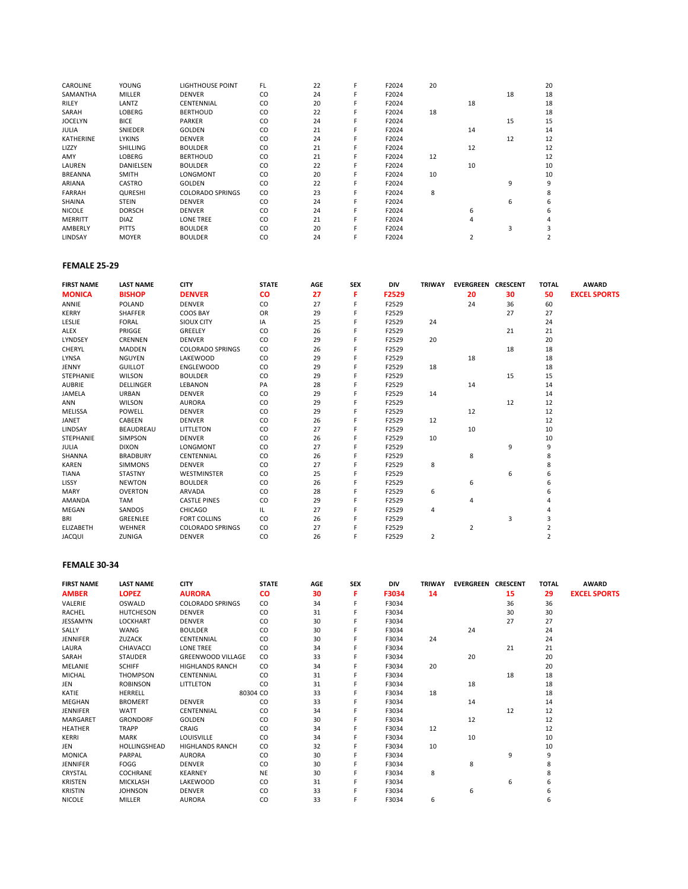| | | | | | | | | | | | |
|---|---|---|---|---|---|---|---|---|---|---|---|
| CAROLINE | YOUNG | LIGHTHOUSE POINT | FL | 22 | F | F2024 | 20 | | | 20 | |
| SAMANTHA | MILLER | DENVER | CO | 24 | F | F2024 | | | 18 | 18 | |
| RILEY | LANTZ | CENTENNIAL | CO | 20 | F | F2024 | | 18 | | 18 | |
| SARAH | LOBERG | BERTHOUD | CO | 22 | F | F2024 | 18 | | | 18 | |
| JOCELYN | BICE | PARKER | CO | 24 | F | F2024 | | | 15 | 15 | |
| JULIA | SNIEDER | GOLDEN | CO | 21 | F | F2024 | | 14 | | 14 | |
| KATHERINE | LYKINS | DENVER | CO | 24 | F | F2024 | | | 12 | 12 | |
| LIZZY | SHILLING | BOULDER | CO | 21 | F | F2024 | | 12 | | 12 | |
| AMY | LOBERG | BERTHOUD | CO | 21 | F | F2024 | 12 | | | 12 | |
| LAUREN | DANIELSEN | BOULDER | CO | 22 | F | F2024 | | 10 | | 10 | |
| BREANNA | SMITH | LONGMONT | CO | 20 | F | F2024 | 10 | | | 10 | |
| ARIANA | CASTRO | GOLDEN | CO | 22 | F | F2024 | | | 9 | 9 | |
| FARRAH | QURESHI | COLORADO SPRINGS | CO | 23 | F | F2024 | 8 | | | 8 | |
| SHAINA | STEIN | DENVER | CO | 24 | F | F2024 | | | 6 | 6 | |
| NICOLE | DORSCH | DENVER | CO | 24 | F | F2024 | | 6 | | 6 | |
| MERRITT | DIAZ | LONE TREE | CO | 21 | F | F2024 | | 4 | | 4 | |
| AMBERLY | PITTS | BOULDER | CO | 20 | F | F2024 | | | 3 | 3 | |
| LINDSAY | MOYER | BOULDER | CO | 24 | F | F2024 | | 2 | | 2 | |

### FEMALE 25-29

| FIRST NAME | LAST NAME | CITY | STATE | AGE | SEX | DIV | TRIWAY | EVERGREEN | CRESCENT | TOTAL | AWARD |
|---|---|---|---|---|---|---|---|---|---|---|---|
| **MONICA** | **BISHOP** | **DENVER** | **CO** | **27** | **F** | **F2529** | | **20** | **30** | **50** | **EXCEL SPORTS** |
| ANNIE | POLAND | DENVER | CO | 27 | F | F2529 | | 24 | 36 | 60 | |
| KERRY | SHAFFER | COOS BAY | OR | 29 | F | F2529 | | | 27 | 27 | |
| LESLIE | FORAL | SIOUX CITY | IA | 25 | F | F2529 | 24 | | | 24 | |
| ALEX | PRIGGE | GREELEY | CO | 26 | F | F2529 | | | 21 | 21 | |
| LYNDSEY | CRENNEN | DENVER | CO | 29 | F | F2529 | 20 | | | 20 | |
| CHERYL | MADDEN | COLORADO SPRINGS | CO | 26 | F | F2529 | | | 18 | 18 | |
| LYNSA | NGUYEN | LAKEWOOD | CO | 29 | F | F2529 | | 18 | | 18 | |
| JENNY | GUILLOT | ENGLEWOOD | CO | 29 | F | F2529 | 18 | | | 18 | |
| STEPHANIE | WILSON | BOULDER | CO | 29 | F | F2529 | | | 15 | 15 | |
| AUBRIE | DELLINGER | LEBANON | PA | 28 | F | F2529 | | 14 | | 14 | |
| JAMELA | URBAN | DENVER | CO | 29 | F | F2529 | 14 | | | 14 | |
| ANN | WILSON | AURORA | CO | 29 | F | F2529 | | | 12 | 12 | |
| MELISSA | POWELL | DENVER | CO | 29 | F | F2529 | | 12 | | 12 | |
| JANET | CABEEN | DENVER | CO | 26 | F | F2529 | 12 | | | 12 | |
| LINDSAY | BEAUDREAU | LITTLETON | CO | 27 | F | F2529 | | 10 | | 10 | |
| STEPHANIE | SIMPSON | DENVER | CO | 26 | F | F2529 | 10 | | | 10 | |
| JULIA | DIXON | LONGMONT | CO | 27 | F | F2529 | | | 9 | 9 | |
| SHANNA | BRADBURY | CENTENNIAL | CO | 26 | F | F2529 | | 8 | | 8 | |
| KAREN | SIMMONS | DENVER | CO | 27 | F | F2529 | 8 | | | 8 | |
| TIANA | STASTNY | WESTMINSTER | CO | 25 | F | F2529 | | | 6 | 6 | |
| LISSY | NEWTON | BOULDER | CO | 26 | F | F2529 | | 6 | | 6 | |
| MARY | OVERTON | ARVADA | CO | 28 | F | F2529 | 6 | | | 6 | |
| AMANDA | TAM | CASTLE PINES | CO | 29 | F | F2529 | | 4 | | 4 | |
| MEGAN | SANDOS | CHICAGO | IL | 27 | F | F2529 | 4 | | | 4 | |
| BRI | GREENLEE | FORT COLLINS | CO | 26 | F | F2529 | | | 3 | 3 | |
| ELIZABETH | WEHNER | COLORADO SPRINGS | CO | 27 | F | F2529 | | 2 | | 2 | |
| JACQUI | ZUNIGA | DENVER | CO | 26 | F | F2529 | 2 | | | 2 | |

### FEMALE 30-34

| FIRST NAME | LAST NAME | CITY | STATE | AGE | SEX | DIV | TRIWAY | EVERGREEN | CRESCENT | TOTAL | AWARD |
|---|---|---|---|---|---|---|---|---|---|---|---|
| **AMBER** | **LOPEZ** | **AURORA** | **CO** | **30** | **F** | **F3034** | **14** | | **15** | **29** | **EXCEL SPORTS** |
| VALERIE | OSWALD | COLORADO SPRINGS | CO | 34 | F | F3034 | | | 36 | 36 | |
| RACHEL | HUTCHESON | DENVER | CO | 31 | F | F3034 | | | 30 | 30 | |
| JESSAMYN | LOCKHART | DENVER | CO | 30 | F | F3034 | | | 27 | 27 | |
| SALLY | WANG | BOULDER | CO | 30 | F | F3034 | | 24 | | 24 | |
| JENNIFER | ZUZACK | CENTENNIAL | CO | 30 | F | F3034 | 24 | | | 24 | |
| LAURA | CHIAVACCI | LONE TREE | CO | 34 | F | F3034 | | | 21 | 21 | |
| SARAH | STAUDER | GREENWOOD VILLAGE | CO | 33 | F | F3034 | | 20 | | 20 | |
| MELANIE | SCHIFF | HIGHLANDS RANCH | CO | 34 | F | F3034 | 20 | | | 20 | |
| MICHAL | THOMPSON | CENTENNIAL | CO | 31 | F | F3034 | | | 18 | 18 | |
| JEN | ROBINSON | LITTLETON | CO | 31 | F | F3034 | | 18 | | 18 | |
| KATIE | HERRELL | 80304 | CO | 33 | F | F3034 | 18 | | | 18 | |
| MEGHAN | BROMERT | DENVER | CO | 33 | F | F3034 | | 14 | | 14 | |
| JENNIFER | WATT | CENTENNIAL | CO | 34 | F | F3034 | | | 12 | 12 | |
| MARGARET | GRONDORF | GOLDEN | CO | 30 | F | F3034 | | 12 | | 12 | |
| HEATHER | TRAPP | CRAIG | CO | 34 | F | F3034 | 12 | | | 12 | |
| KERRI | MARK | LOUISVILLE | CO | 34 | F | F3034 | | 10 | | 10 | |
| JEN | HOLLINGSHEAD | HIGHLANDS RANCH | CO | 32 | F | F3034 | 10 | | | 10 | |
| MONICA | PARPAL | AURORA | CO | 30 | F | F3034 | | | 9 | 9 | |
| JENNIFER | FOGG | DENVER | CO | 30 | F | F3034 | | 8 | | 8 | |
| CRYSTAL | COCHRANE | KEARNEY | NE | 30 | F | F3034 | 8 | | | 8 | |
| KRISTEN | MICKLASH | LAKEWOOD | CO | 31 | F | F3034 | | | 6 | 6 | |
| KRISTIN | JOHNSON | DENVER | CO | 33 | F | F3034 | | 6 | | 6 | |
| NICOLE | MILLER | AURORA | CO | 33 | F | F3034 | 6 | | | 6 | |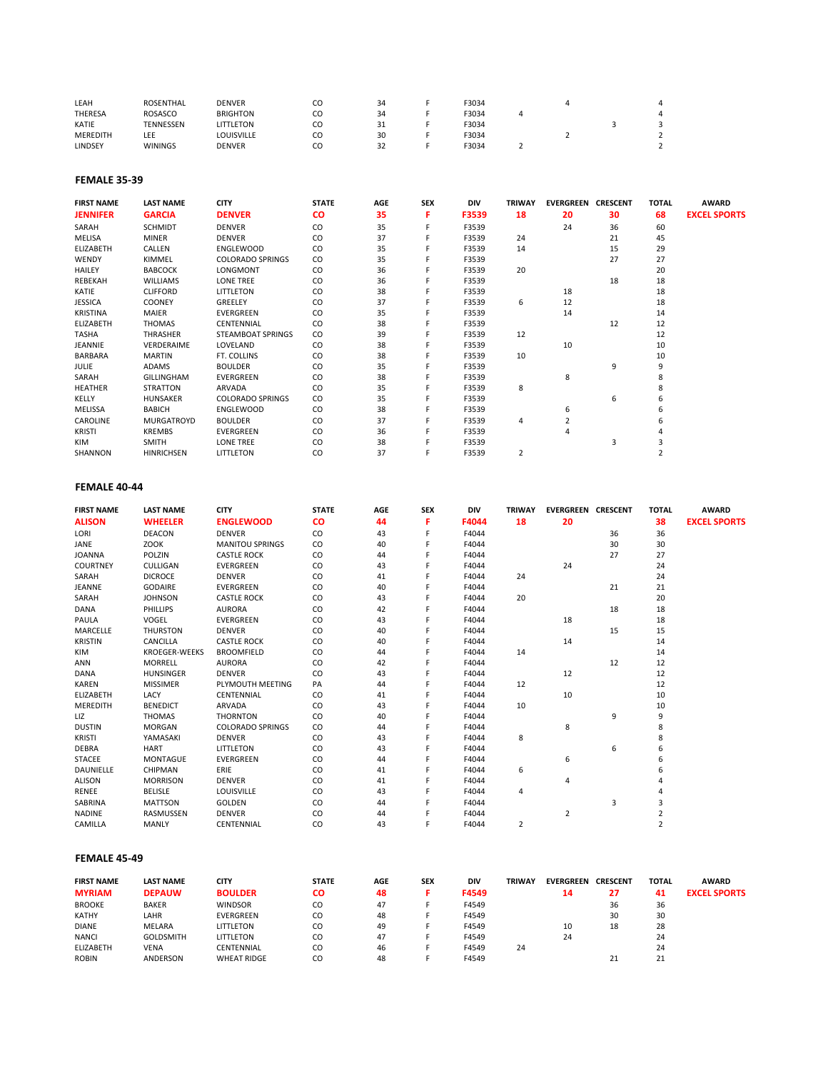| FIRST NAME | LAST NAME | CITY | STATE | AGE | SEX | DIV | TRIWAY | EVERGREEN | CRESCENT | TOTAL | AWARD |
|---|---|---|---|---|---|---|---|---|---|---|---|
| LEAH | ROSENTHAL | DENVER | CO | 34 | F | F3034 | | 4 | | 4 | |
| THERESA | ROSASCO | BRIGHTON | CO | 34 | F | F3034 | 4 | | | 4 | |
| KATIE | TENNESSEN | LITTLETON | CO | 31 | F | F3034 | | | 3 | 3 | |
| MEREDITH | LEE | LOUISVILLE | CO | 30 | F | F3034 | | 2 | | 2 | |
| LINDSEY | WININGS | DENVER | CO | 32 | F | F3034 | 2 | | | 2 | |

### FEMALE 35-39

| FIRST NAME | LAST NAME | CITY | STATE | AGE | SEX | DIV | TRIWAY | EVERGREEN | CRESCENT | TOTAL | AWARD |
|---|---|---|---|---|---|---|---|---|---|---|---|
| **JENNIFER** | **GARCIA** | **DENVER** | **CO** | **35** | **F** | **F3539** | **18** | **20** | **30** | **68** | **EXCEL SPORTS** |
| SARAH | SCHMIDT | DENVER | CO | 35 | F | F3539 | | 24 | 36 | 60 | |
| MELISA | MINER | DENVER | CO | 37 | F | F3539 | 24 | | 21 | 45 | |
| ELIZABETH | CALLEN | ENGLEWOOD | CO | 35 | F | F3539 | 14 | | 15 | 29 | |
| WENDY | KIMMEL | COLORADO SPRINGS | CO | 35 | F | F3539 | | | 27 | 27 | |
| HAILEY | BABCOCK | LONGMONT | CO | 36 | F | F3539 | 20 | | | 20 | |
| REBEKAH | WILLIAMS | LONE TREE | CO | 36 | F | F3539 | | | 18 | 18 | |
| KATIE | CLIFFORD | LITTLETON | CO | 38 | F | F3539 | | 18 | | 18 | |
| JESSICA | COONEY | GREELEY | CO | 37 | F | F3539 | 6 | 12 | | 18 | |
| KRISTINA | MAIER | EVERGREEN | CO | 35 | F | F3539 | | 14 | | 14 | |
| ELIZABETH | THOMAS | CENTENNIAL | CO | 38 | F | F3539 | | | 12 | 12 | |
| TASHA | THRASHER | STEAMBOAT SPRINGS | CO | 39 | F | F3539 | 12 | | | 12 | |
| JEANNIE | VERDERAIME | LOVELAND | CO | 38 | F | F3539 | | 10 | | 10 | |
| BARBARA | MARTIN | FT. COLLINS | CO | 38 | F | F3539 | 10 | | | 10 | |
| JULIE | ADAMS | BOULDER | CO | 35 | F | F3539 | | | 9 | 9 | |
| SARAH | GILLINGHAM | EVERGREEN | CO | 38 | F | F3539 | | 8 | | 8 | |
| HEATHER | STRATTON | ARVADA | CO | 35 | F | F3539 | 8 | | | 8 | |
| KELLY | HUNSAKER | COLORADO SPRINGS | CO | 35 | F | F3539 | | | 6 | 6 | |
| MELISSA | BABICH | ENGLEWOOD | CO | 38 | F | F3539 | | 6 | | 6 | |
| CAROLINE | MURGATROYD | BOULDER | CO | 37 | F | F3539 | 4 | 2 | | 6 | |
| KRISTI | KREMBS | EVERGREEN | CO | 36 | F | F3539 | | 4 | | 4 | |
| KIM | SMITH | LONE TREE | CO | 38 | F | F3539 | | | 3 | 3 | |
| SHANNON | HINRICHSEN | LITTLETON | CO | 37 | F | F3539 | 2 | | | 2 | |

### FEMALE 40-44

| FIRST NAME | LAST NAME | CITY | STATE | AGE | SEX | DIV | TRIWAY | EVERGREEN | CRESCENT | TOTAL | AWARD |
|---|---|---|---|---|---|---|---|---|---|---|---|
| **ALISON** | **WHEELER** | **ENGLEWOOD** | **CO** | **44** | **F** | **F4044** | **18** | **20** | | **38** | **EXCEL SPORTS** |
| LORI | DEACON | DENVER | CO | 43 | F | F4044 | | | 36 | 36 | |
| JANE | ZOOK | MANITOU SPRINGS | CO | 40 | F | F4044 | | | 30 | 30 | |
| JOANNA | POLZIN | CASTLE ROCK | CO | 44 | F | F4044 | | | 27 | 27 | |
| COURTNEY | CULLIGAN | EVERGREEN | CO | 43 | F | F4044 | | 24 | | 24 | |
| SARAH | DICROCE | DENVER | CO | 41 | F | F4044 | 24 | | | 24 | |
| JEANNE | GODAIRE | EVERGREEN | CO | 40 | F | F4044 | | | 21 | 21 | |
| SARAH | JOHNSON | CASTLE ROCK | CO | 43 | F | F4044 | 20 | | | 20 | |
| DANA | PHILLIPS | AURORA | CO | 42 | F | F4044 | | | 18 | 18 | |
| PAULA | VOGEL | EVERGREEN | CO | 43 | F | F4044 | | 18 | | 18 | |
| MARCELLE | THURSTON | DENVER | CO | 40 | F | F4044 | | | 15 | 15 | |
| KRISTIN | CANCILLA | CASTLE ROCK | CO | 40 | F | F4044 | | 14 | | 14 | |
| KIM | KROEGER-WEEKS | BROOMFIELD | CO | 44 | F | F4044 | 14 | | | 14 | |
| ANN | MORRELL | AURORA | CO | 42 | F | F4044 | | | 12 | 12 | |
| DANA | HUNSINGER | DENVER | CO | 43 | F | F4044 | | 12 | | 12 | |
| KAREN | MISSIMER | PLYMOUTH MEETING | PA | 44 | F | F4044 | 12 | | | 12 | |
| ELIZABETH | LACY | CENTENNIAL | CO | 41 | F | F4044 | | 10 | | 10 | |
| MEREDITH | BENEDICT | ARVADA | CO | 43 | F | F4044 | 10 | | | 10 | |
| LIZ | THOMAS | THORNTON | CO | 40 | F | F4044 | | | 9 | 9 | |
| DUSTIN | MORGAN | COLORADO SPRINGS | CO | 44 | F | F4044 | | 8 | | 8 | |
| KRISTI | YAMASAKI | DENVER | CO | 43 | F | F4044 | 8 | | | 8 | |
| DEBRA | HART | LITTLETON | CO | 43 | F | F4044 | | | 6 | 6 | |
| STACEE | MONTAGUE | EVERGREEN | CO | 44 | F | F4044 | | 6 | | 6 | |
| DAUNIELLE | CHIPMAN | ERIE | CO | 41 | F | F4044 | 6 | | | 6 | |
| ALISON | MORRISON | DENVER | CO | 41 | F | F4044 | | 4 | | 4 | |
| RENEE | BELISLE | LOUISVILLE | CO | 43 | F | F4044 | 4 | | | 4 | |
| SABRINA | MATTSON | GOLDEN | CO | 44 | F | F4044 | | | 3 | 3 | |
| NADINE | RASMUSSEN | DENVER | CO | 44 | F | F4044 | | 2 | | 2 | |
| CAMILLA | MANLY | CENTENNIAL | CO | 43 | F | F4044 | 2 | | | 2 | |

### FEMALE 45-49

| FIRST NAME | LAST NAME | CITY | STATE | AGE | SEX | DIV | TRIWAY | EVERGREEN | CRESCENT | TOTAL | AWARD |
|---|---|---|---|---|---|---|---|---|---|---|---|
| **MYRIAM** | **DEPAUW** | **BOULDER** | **CO** | **48** | **F** | **F4549** | | **14** | **27** | **41** | **EXCEL SPORTS** |
| BROOKE | BAKER | WINDSOR | CO | 47 | F | F4549 | | | 36 | 36 | |
| KATHY | LAHR | EVERGREEN | CO | 48 | F | F4549 | | | 30 | 30 | |
| DIANE | MELARA | LITTLETON | CO | 49 | F | F4549 | | 10 | 18 | 28 | |
| NANCI | GOLDSMITH | LITTLETON | CO | 47 | F | F4549 | | 24 | | 24 | |
| ELIZABETH | VENA | CENTENNIAL | CO | 46 | F | F4549 | 24 | | | 24 | |
| ROBIN | ANDERSON | WHEAT RIDGE | CO | 48 | F | F4549 | | | 21 | 21 | |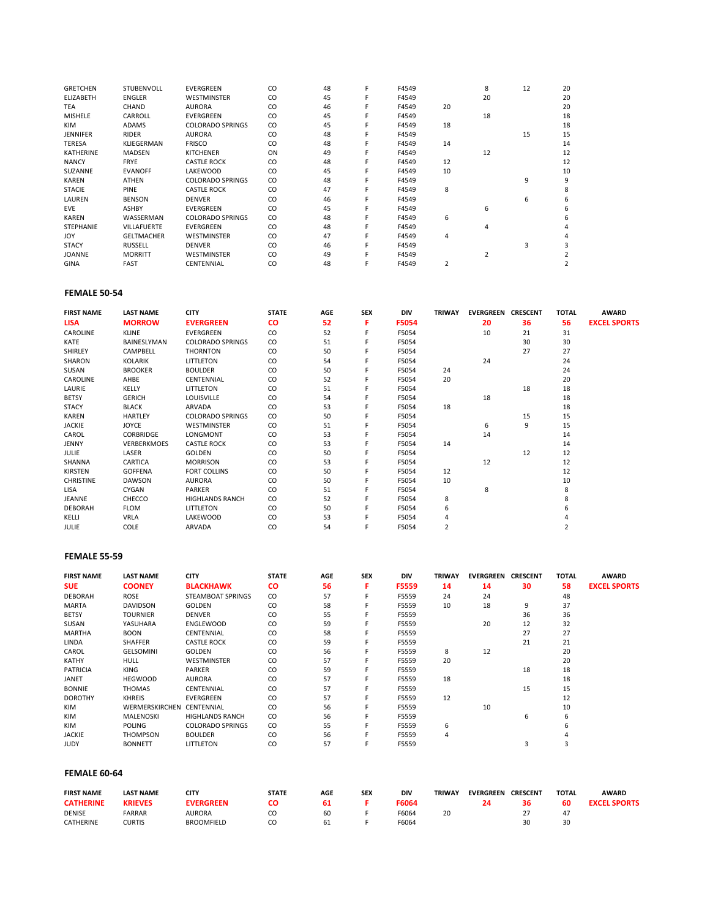| | | | | | | | | | | | |
|---|---|---|---|---|---|---|---|---|---|---|---|
| GRETCHEN | STUBENVOLL | EVERGREEN | CO | 48 | F | F4549 | | 8 | 12 | 20 | |
| ELIZABETH | ENGLER | WESTMINSTER | CO | 45 | F | F4549 | | 20 | | 20 | |
| TEA | CHAND | AURORA | CO | 46 | F | F4549 | 20 | | | 20 | |
| MISHELE | CARROLL | EVERGREEN | CO | 45 | F | F4549 | | 18 | | 18 | |
| KIM | ADAMS | COLORADO SPRINGS | CO | 45 | F | F4549 | 18 | | | 18 | |
| JENNIFER | RIDER | AURORA | CO | 48 | F | F4549 | | | 15 | 15 | |
| TERESA | KLIEGERMAN | FRISCO | CO | 48 | F | F4549 | 14 | | | 14 | |
| KATHERINE | MADSEN | KITCHENER | ON | 49 | F | F4549 | | 12 | | 12 | |
| NANCY | FRYE | CASTLE ROCK | CO | 48 | F | F4549 | 12 | | | 12 | |
| SUZANNE | EVANOFF | LAKEWOOD | CO | 45 | F | F4549 | 10 | | | 10 | |
| KAREN | ATHEN | COLORADO SPRINGS | CO | 48 | F | F4549 | | | 9 | 9 | |
| STACIE | PINE | CASTLE ROCK | CO | 47 | F | F4549 | 8 | | | 8 | |
| LAUREN | BENSON | DENVER | CO | 46 | F | F4549 | | | 6 | 6 | |
| EVE | ASHBY | EVERGREEN | CO | 45 | F | F4549 | | 6 | | 6 | |
| KAREN | WASSERMAN | COLORADO SPRINGS | CO | 48 | F | F4549 | 6 | | | 6 | |
| STEPHANIE | VILLAFUERTE | EVERGREEN | CO | 48 | F | F4549 | | 4 | | 4 | |
| JOY | GELTMACHER | WESTMINSTER | CO | 47 | F | F4549 | 4 | | | 4 | |
| STACY | RUSSELL | DENVER | CO | 46 | F | F4549 | | | 3 | 3 | |
| JOANNE | MORRITT | WESTMINSTER | CO | 49 | F | F4549 | | 2 | | 2 | |
| GINA | FAST | CENTENNIAL | CO | 48 | F | F4549 | 2 | | | 2 | |

### FEMALE 50-54

| FIRST NAME | LAST NAME | CITY | STATE | AGE | SEX | DIV | TRIWAY | EVERGREEN | CRESCENT | TOTAL | AWARD |
|---|---|---|---|---|---|---|---|---|---|---|---|
| **LISA** | **MORROW** | **EVERGREEN** | **CO** | **52** | **F** | **F5054** | | **20** | **36** | **56** | **EXCEL SPORTS** |
| CAROLINE | KLINE | EVERGREEN | CO | 52 | F | F5054 | | 10 | 21 | 31 | |
| KATE | BAINESLYMAN | COLORADO SPRINGS | CO | 51 | F | F5054 | | | 30 | 30 | |
| SHIRLEY | CAMPBELL | THORNTON | CO | 50 | F | F5054 | | | 27 | 27 | |
| SHARON | KOLARIK | LITTLETON | CO | 54 | F | F5054 | | 24 | | 24 | |
| SUSAN | BROOKER | BOULDER | CO | 50 | F | F5054 | 24 | | | 24 | |
| CAROLINE | AHBE | CENTENNIAL | CO | 52 | F | F5054 | 20 | | | 20 | |
| LAURIE | KELLY | LITTLETON | CO | 51 | F | F5054 | | | 18 | 18 | |
| BETSY | GERICH | LOUISVILLE | CO | 54 | F | F5054 | | 18 | | 18 | |
| STACY | BLACK | ARVADA | CO | 53 | F | F5054 | 18 | | | 18 | |
| KAREN | HARTLEY | COLORADO SPRINGS | CO | 50 | F | F5054 | | | 15 | 15 | |
| JACKIE | JOYCE | WESTMINSTER | CO | 51 | F | F5054 | | 6 | 9 | 15 | |
| CAROL | CORBRIDGE | LONGMONT | CO | 53 | F | F5054 | | 14 | | 14 | |
| JENNY | VERBERKMOES | CASTLE ROCK | CO | 53 | F | F5054 | 14 | | | 14 | |
| JULIE | LASER | GOLDEN | CO | 50 | F | F5054 | | | 12 | 12 | |
| SHANNA | CARTICA | MORRISON | CO | 53 | F | F5054 | | 12 | | 12 | |
| KIRSTEN | GOFFENA | FORT COLLINS | CO | 50 | F | F5054 | 12 | | | 12 | |
| CHRISTINE | DAWSON | AURORA | CO | 50 | F | F5054 | 10 | | | 10 | |
| LISA | CYGAN | PARKER | CO | 51 | F | F5054 | | 8 | | 8 | |
| JEANNE | CHECCO | HIGHLANDS RANCH | CO | 52 | F | F5054 | 8 | | | 8 | |
| DEBORAH | FLOM | LITTLETON | CO | 50 | F | F5054 | 6 | | | 6 | |
| KELLI | VRLA | LAKEWOOD | CO | 53 | F | F5054 | 4 | | | 4 | |
| JULIE | COLE | ARVADA | CO | 54 | F | F5054 | 2 | | | 2 | |

### FEMALE 55-59

| FIRST NAME | LAST NAME | CITY | STATE | AGE | SEX | DIV | TRIWAY | EVERGREEN | CRESCENT | TOTAL | AWARD |
|---|---|---|---|---|---|---|---|---|---|---|---|
| **SUE** | **COONEY** | **BLACKHAWK** | **CO** | **56** | **F** | **F5559** | **14** | **14** | **30** | **58** | **EXCEL SPORTS** |
| DEBORAH | ROSE | STEAMBOAT SPRINGS | CO | 57 | F | F5559 | 24 | 24 | | 48 | |
| MARTA | DAVIDSON | GOLDEN | CO | 58 | F | F5559 | 10 | 18 | 9 | 37 | |
| BETSY | TOURNIER | DENVER | CO | 55 | F | F5559 | | | 36 | 36 | |
| SUSAN | YASUHARA | ENGLEWOOD | CO | 59 | F | F5559 | | 20 | 12 | 32 | |
| MARTHA | BOON | CENTENNIAL | CO | 58 | F | F5559 | | | 27 | 27 | |
| LINDA | SHAFFER | CASTLE ROCK | CO | 59 | F | F5559 | | | 21 | 21 | |
| CAROL | GELSOMINI | GOLDEN | CO | 56 | F | F5559 | 8 | 12 | | 20 | |
| KATHY | HULL | WESTMINSTER | CO | 57 | F | F5559 | 20 | | | 20 | |
| PATRICIA | KING | PARKER | CO | 59 | F | F5559 | | | 18 | 18 | |
| JANET | HEGWOOD | AURORA | CO | 57 | F | F5559 | 18 | | | 18 | |
| BONNIE | THOMAS | CENTENNIAL | CO | 57 | F | F5559 | | | 15 | 15 | |
| DOROTHY | KHREIS | EVERGREEN | CO | 57 | F | F5559 | 12 | | | 12 | |
| KIM | WERMERSKIRCHEN | CENTENNIAL | CO | 56 | F | F5559 | | 10 | | 10 | |
| KIM | MALENOSKI | HIGHLANDS RANCH | CO | 56 | F | F5559 | | | 6 | 6 | |
| KIM | POLING | COLORADO SPRINGS | CO | 55 | F | F5559 | 6 | | | 6 | |
| JACKIE | THOMPSON | BOULDER | CO | 56 | F | F5559 | 4 | | | 4 | |
| JUDY | BONNETT | LITTLETON | CO | 57 | F | F5559 | | | 3 | 3 | |

### FEMALE 60-64

| FIRST NAME | LAST NAME | CITY | STATE | AGE | SEX | DIV | TRIWAY | EVERGREEN | CRESCENT | TOTAL | AWARD |
|---|---|---|---|---|---|---|---|---|---|---|---|
| **CATHERINE** | **KRIEVES** | **EVERGREEN** | **CO** | **61** | **F** | **F6064** | | **24** | **36** | **60** | **EXCEL SPORTS** |
| DENISE | FARRAR | AURORA | CO | 60 | F | F6064 | 20 | | 27 | 47 | |
| CATHERINE | CURTIS | BROOMFIELD | CO | 61 | F | F6064 | | | 30 | 30 | |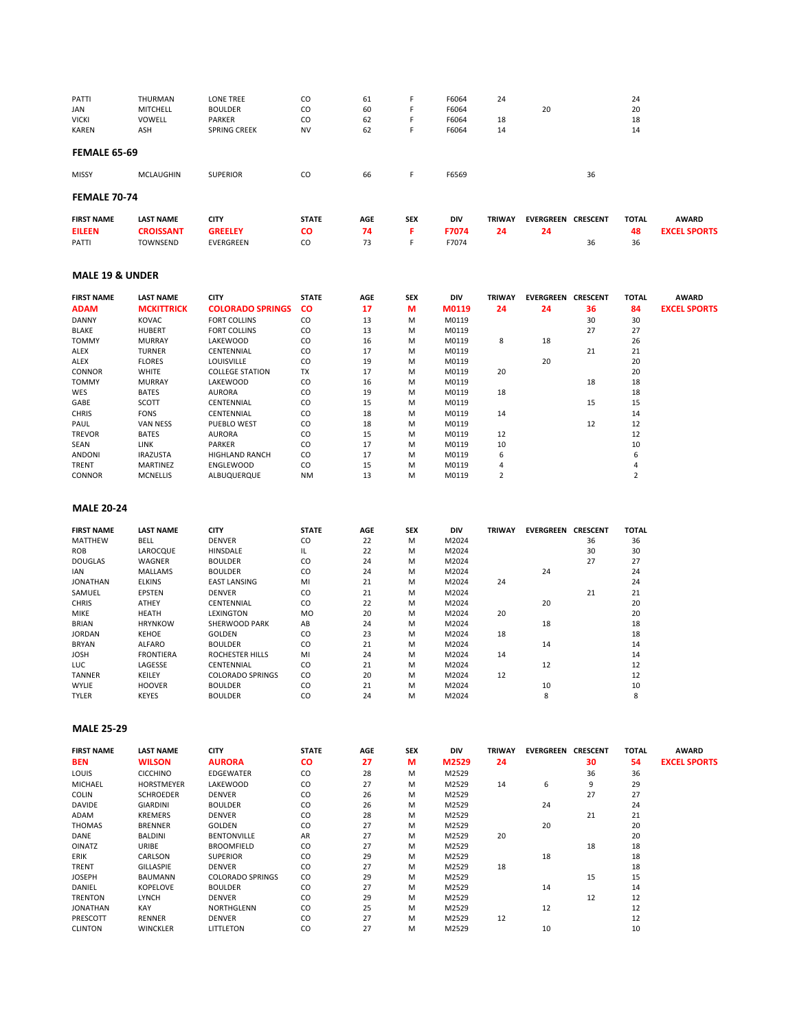| FIRST NAME | LAST NAME | CITY | STATE | AGE | SEX | DIV | TRIWAY | EVERGREEN | CRESCENT | TOTAL | AWARD |
|---|---|---|---|---|---|---|---|---|---|---|---|
| PATTI | THURMAN | LONE TREE | CO | 61 | F | F6064 | 24 | | | 24 | |
| JAN | MITCHELL | BOULDER | CO | 60 | F | F6064 | | 20 | | 20 | |
| VICKI | VOWELL | PARKER | CO | 62 | F | F6064 | 18 | | | 18 | |
| KAREN | ASH | SPRING CREEK | NV | 62 | F | F6064 | 14 | | | 14 | |

### FEMALE 65-69

| FIRST NAME | LAST NAME | CITY | STATE | AGE | SEX | DIV | TRIWAY | EVERGREEN | CRESCENT | TOTAL | AWARD |
|---|---|---|---|---|---|---|---|---|---|---|---|
| MISSY | MCLAUGHIN | SUPERIOR | CO | 66 | F | F6569 | | | 36 | | |

### FEMALE 70-74

| FIRST NAME | LAST NAME | CITY | STATE | AGE | SEX | DIV | TRIWAY | EVERGREEN | CRESCENT | TOTAL | AWARD |
|---|---|---|---|---|---|---|---|---|---|---|---|
| **EILEEN** | **CROISSANT** | **GREELEY** | **CO** | **74** | **F** | **F7074** | **24** | **24** | | **48** | **EXCEL SPORTS** |
| PATTI | TOWNSEND | EVERGREEN | CO | 73 | F | F7074 | | | 36 | 36 | |

### MALE 19 & UNDER

| FIRST NAME | LAST NAME | CITY | STATE | AGE | SEX | DIV | TRIWAY | EVERGREEN | CRESCENT | TOTAL | AWARD |
|---|---|---|---|---|---|---|---|---|---|---|---|
| **ADAM** | **MCKITTRICK** | **COLORADO SPRINGS** | **CO** | **17** | **M** | **M0119** | **24** | **24** | **36** | **84** | **EXCEL SPORTS** |
| DANNY | KOVAC | FORT COLLINS | CO | 13 | M | M0119 | | | 30 | 30 | |
| BLAKE | HUBERT | FORT COLLINS | CO | 13 | M | M0119 | | | 27 | 27 | |
| TOMMY | MURRAY | LAKEWOOD | CO | 16 | M | M0119 | 8 | 18 | | 26 | |
| ALEX | TURNER | CENTENNIAL | CO | 17 | M | M0119 | | | 21 | 21 | |
| ALEX | FLORES | LOUISVILLE | CO | 19 | M | M0119 | | 20 | | 20 | |
| CONNOR | WHITE | COLLEGE STATION | TX | 17 | M | M0119 | 20 | | | 20 | |
| TOMMY | MURRAY | LAKEWOOD | CO | 16 | M | M0119 | | | 18 | 18 | |
| WES | BATES | AURORA | CO | 19 | M | M0119 | 18 | | | 18 | |
| GABE | SCOTT | CENTENNIAL | CO | 15 | M | M0119 | | | 15 | 15 | |
| CHRIS | FONS | CENTENNIAL | CO | 18 | M | M0119 | 14 | | | 14 | |
| PAUL | VAN NESS | PUEBLO WEST | CO | 18 | M | M0119 | | | 12 | 12 | |
| TREVOR | BATES | AURORA | CO | 15 | M | M0119 | 12 | | | 12 | |
| SEAN | LINK | PARKER | CO | 17 | M | M0119 | 10 | | | 10 | |
| ANDONI | IRAZUSTA | HIGHLAND RANCH | CO | 17 | M | M0119 | 6 | | | 6 | |
| TRENT | MARTINEZ | ENGLEWOOD | CO | 15 | M | M0119 | 4 | | | 4 | |
| CONNOR | MCNELLIS | ALBUQUERQUE | NM | 13 | M | M0119 | 2 | | | 2 | |

### MALE 20-24

| FIRST NAME | LAST NAME | CITY | STATE | AGE | SEX | DIV | TRIWAY | EVERGREEN | CRESCENT | TOTAL |
|---|---|---|---|---|---|---|---|---|---|---|
| MATTHEW | BELL | DENVER | CO | 22 | M | M2024 | | | 36 | 36 |
| ROB | LAROCQUE | HINSDALE | IL | 22 | M | M2024 | | | 30 | 30 |
| DOUGLAS | WAGNER | BOULDER | CO | 24 | M | M2024 | | | 27 | 27 |
| IAN | MALLAMS | BOULDER | CO | 24 | M | M2024 | | 24 | | 24 |
| JONATHAN | ELKINS | EAST LANSING | MI | 21 | M | M2024 | 24 | | | 24 |
| SAMUEL | EPSTEN | DENVER | CO | 21 | M | M2024 | | | 21 | 21 |
| CHRIS | ATHEY | CENTENNIAL | CO | 22 | M | M2024 | | 20 | | 20 |
| MIKE | HEATH | LEXINGTON | MO | 20 | M | M2024 | 20 | | | 20 |
| BRIAN | HRYNKOW | SHERWOOD PARK | AB | 24 | M | M2024 | | 18 | | 18 |
| JORDAN | KEHOE | GOLDEN | CO | 23 | M | M2024 | 18 | | | 18 |
| BRYAN | ALFARO | BOULDER | CO | 21 | M | M2024 | | 14 | | 14 |
| JOSH | FRONTIERA | ROCHESTER HILLS | MI | 24 | M | M2024 | 14 | | | 14 |
| LUC | LAGESSE | CENTENNIAL | CO | 21 | M | M2024 | | 12 | | 12 |
| TANNER | KEILEY | COLORADO SPRINGS | CO | 20 | M | M2024 | 12 | | | 12 |
| WYLIE | HOOVER | BOULDER | CO | 21 | M | M2024 | | 10 | | 10 |
| TYLER | KEYES | BOULDER | CO | 24 | M | M2024 | | 8 | | 8 |

### MALE 25-29

| FIRST NAME | LAST NAME | CITY | STATE | AGE | SEX | DIV | TRIWAY | EVERGREEN | CRESCENT | TOTAL | AWARD |
|---|---|---|---|---|---|---|---|---|---|---|---|
| **BEN** | **WILSON** | **AURORA** | **CO** | **27** | **M** | **M2529** | **24** | | **30** | **54** | **EXCEL SPORTS** |
| LOUIS | CICCHINO | EDGEWATER | CO | 28 | M | M2529 | | | 36 | 36 | |
| MICHAEL | HORSTMEYER | LAKEWOOD | CO | 27 | M | M2529 | 14 | 6 | 9 | 29 | |
| COLIN | SCHROEDER | DENVER | CO | 26 | M | M2529 | | | 27 | 27 | |
| DAVIDE | GIARDINI | BOULDER | CO | 26 | M | M2529 | | 24 | | 24 | |
| ADAM | KREMERS | DENVER | CO | 28 | M | M2529 | | | 21 | 21 | |
| THOMAS | BRENNER | GOLDEN | CO | 27 | M | M2529 | | 20 | | 20 | |
| DANE | BALDINI | BENTONVILLE | AR | 27 | M | M2529 | 20 | | | 20 | |
| OINATZ | URIBE | BROOMFIELD | CO | 27 | M | M2529 | | | 18 | 18 | |
| ERIK | CARLSON | SUPERIOR | CO | 29 | M | M2529 | | 18 | | 18 | |
| TRENT | GILLASPIE | DENVER | CO | 27 | M | M2529 | 18 | | | 18 | |
| JOSEPH | BAUMANN | COLORADO SPRINGS | CO | 29 | M | M2529 | | | 15 | 15 | |
| DANIEL | KOPELOVE | BOULDER | CO | 27 | M | M2529 | | 14 | | 14 | |
| TRENTON | LYNCH | DENVER | CO | 29 | M | M2529 | | | 12 | 12 | |
| JONATHAN | KAY | NORTHGLENN | CO | 25 | M | M2529 | | 12 | | 12 | |
| PRESCOTT | RENNER | DENVER | CO | 27 | M | M2529 | 12 | | | 12 | |
| CLINTON | WINCKLER | LITTLETON | CO | 27 | M | M2529 | | 10 | | 10 | |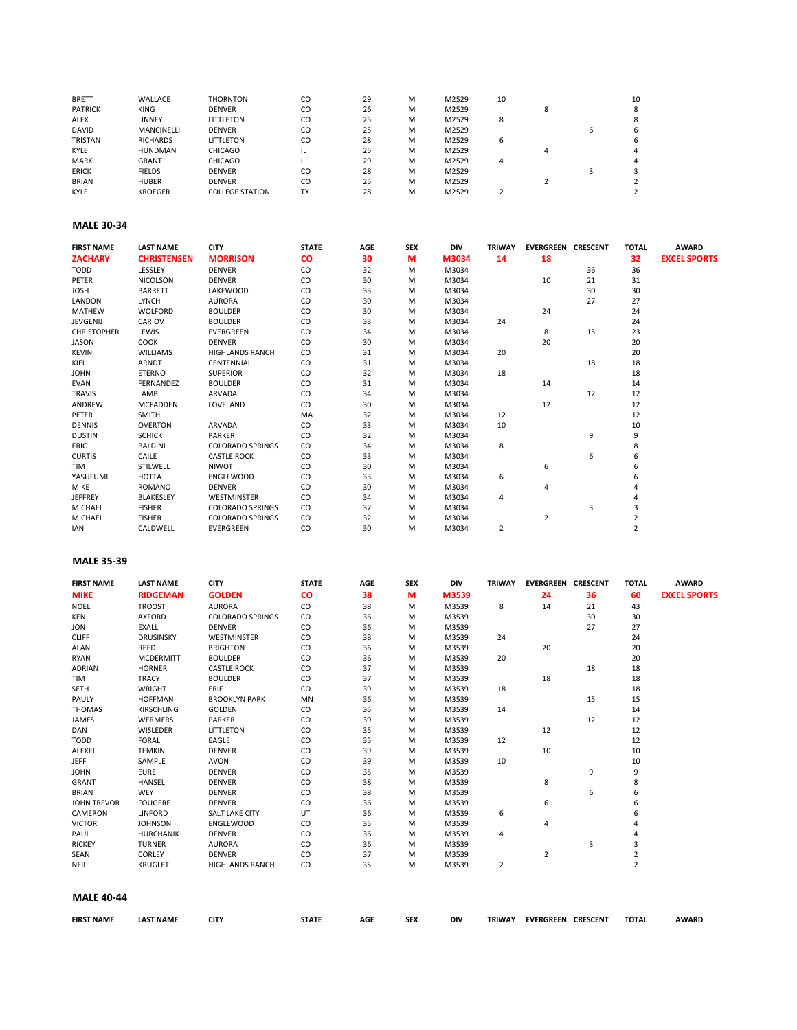| FIRST NAME | LAST NAME | CITY | STATE | AGE | SEX | DIV | TRIWAY | EVERGREEN | CRESCENT | TOTAL | AWARD |
|---|---|---|---|---|---|---|---|---|---|---|---|
| BRETT | WALLACE | THORNTON | CO | 29 | M | M2529 | 10 | | | 10 | |
| PATRICK | KING | DENVER | CO | 26 | M | M2529 | | 8 | | 8 | |
| ALEX | LINNEY | LITTLETON | CO | 25 | M | M2529 | 8 | | | 8 | |
| DAVID | MANCINELLI | DENVER | CO | 25 | M | M2529 | | | 6 | 6 | |
| TRISTAN | RICHARDS | LITTLETON | CO | 28 | M | M2529 | 6 | | | 6 | |
| KYLE | HUNDMAN | CHICAGO | IL | 25 | M | M2529 | | 4 | | 4 | |
| MARK | GRANT | CHICAGO | IL | 29 | M | M2529 | 4 | | | 4 | |
| ERICK | FIELDS | DENVER | CO | 28 | M | M2529 | | | 3 | 3 | |
| BRIAN | HUBER | DENVER | CO | 25 | M | M2529 | | 2 | | 2 | |
| KYLE | KROEGER | COLLEGE STATION | TX | 28 | M | M2529 | 2 | | | 2 | |

### MALE 30-34

| FIRST NAME | LAST NAME | CITY | STATE | AGE | SEX | DIV | TRIWAY | EVERGREEN | CRESCENT | TOTAL | AWARD |
|---|---|---|---|---|---|---|---|---|---|---|---|
| **ZACHARY** | **CHRISTENSEN** | **MORRISON** | **CO** | **30** | **M** | **M3034** | **14** | **18** | | **32** | **EXCEL SPORTS** |
| TODD | LESSLEY | DENVER | CO | 32 | M | M3034 | | | 36 | 36 | |
| PETER | NICOLSON | DENVER | CO | 30 | M | M3034 | | 10 | 21 | 31 | |
| JOSH | BARRETT | LAKEWOOD | CO | 33 | M | M3034 | | | 30 | 30 | |
| LANDON | LYNCH | AURORA | CO | 30 | M | M3034 | | | 27 | 27 | |
| MATHEW | WOLFORD | BOULDER | CO | 30 | M | M3034 | | 24 | | 24 | |
| JEVGENIJ | CARIOV | BOULDER | CO | 33 | M | M3034 | 24 | | | 24 | |
| CHRISTOPHER | LEWIS | EVERGREEN | CO | 34 | M | M3034 | | 8 | 15 | 23 | |
| JASON | COOK | DENVER | CO | 30 | M | M3034 | | 20 | | 20 | |
| KEVIN | WILLIAMS | HIGHLANDS RANCH | CO | 31 | M | M3034 | 20 | | | 20 | |
| KIEL | ARNDT | CENTENNIAL | CO | 31 | M | M3034 | | | 18 | 18 | |
| JOHN | ETERNO | SUPERIOR | CO | 32 | M | M3034 | 18 | | | 18 | |
| EVAN | FERNANDEZ | BOULDER | CO | 31 | M | M3034 | | 14 | | 14 | |
| TRAVIS | LAMB | ARVADA | CO | 34 | M | M3034 | | | 12 | 12 | |
| ANDREW | MCFADDEN | LOVELAND | CO | 30 | M | M3034 | | 12 | | 12 | |
| PETER | SMITH | | MA | 32 | M | M3034 | 12 | | | 12 | |
| DENNIS | OVERTON | ARVADA | CO | 33 | M | M3034 | 10 | | | 10 | |
| DUSTIN | SCHICK | PARKER | CO | 32 | M | M3034 | | | 9 | 9 | |
| ERIC | BALDINI | COLORADO SPRINGS | CO | 34 | M | M3034 | 8 | | | 8 | |
| CURTIS | CAILE | CASTLE ROCK | CO | 33 | M | M3034 | | | 6 | 6 | |
| TIM | STILWELL | NIWOT | CO | 30 | M | M3034 | | 6 | | 6 | |
| YASUFUMI | HOTTA | ENGLEWOOD | CO | 33 | M | M3034 | 6 | | | 6 | |
| MIKE | ROMANO | DENVER | CO | 30 | M | M3034 | | 4 | | 4 | |
| JEFFREY | BLAKESLEY | WESTMINSTER | CO | 34 | M | M3034 | 4 | | | 4 | |
| MICHAEL | FISHER | COLORADO SPRINGS | CO | 32 | M | M3034 | | | 3 | 3 | |
| MICHAEL | FISHER | COLORADO SPRINGS | CO | 32 | M | M3034 | | 2 | | 2 | |
| IAN | CALDWELL | EVERGREEN | CO | 30 | M | M3034 | 2 | | | 2 | |

### MALE 35-39

| FIRST NAME | LAST NAME | CITY | STATE | AGE | SEX | DIV | TRIWAY | EVERGREEN | CRESCENT | TOTAL | AWARD |
|---|---|---|---|---|---|---|---|---|---|---|---|
| **MIKE** | **RIDGEMAN** | **GOLDEN** | **CO** | **38** | **M** | **M3539** | | **24** | **36** | **60** | **EXCEL SPORTS** |
| NOEL | TROOST | AURORA | CO | 38 | M | M3539 | 8 | 14 | 21 | 43 | |
| KEN | AXFORD | COLORADO SPRINGS | CO | 36 | M | M3539 | | | 30 | 30 | |
| JON | EXALL | DENVER | CO | 36 | M | M3539 | | | 27 | 27 | |
| CLIFF | DRUSINSKY | WESTMINSTER | CO | 38 | M | M3539 | 24 | | | 24 | |
| ALAN | REED | BRIGHTON | CO | 36 | M | M3539 | | 20 | | 20 | |
| RYAN | MCDERMITT | BOULDER | CO | 36 | M | M3539 | 20 | | | 20 | |
| ADRIAN | HORNER | CASTLE ROCK | CO | 37 | M | M3539 | | | 18 | 18 | |
| TIM | TRACY | BOULDER | CO | 37 | M | M3539 | | 18 | | 18 | |
| SETH | WRIGHT | ERIE | CO | 39 | M | M3539 | 18 | | | 18 | |
| PAULY | HOFFMAN | BROOKLYN PARK | MN | 36 | M | M3539 | | | 15 | 15 | |
| THOMAS | KIRSCHLING | GOLDEN | CO | 35 | M | M3539 | 14 | | | 14 | |
| JAMES | WERMERS | PARKER | CO | 39 | M | M3539 | | | 12 | 12 | |
| DAN | WISLEDER | LITTLETON | CO | 35 | M | M3539 | | 12 | | 12 | |
| TODD | FORAL | EAGLE | CO | 35 | M | M3539 | 12 | | | 12 | |
| ALEXEI | TEMKIN | DENVER | CO | 39 | M | M3539 | | 10 | | 10 | |
| JEFF | SAMPLE | AVON | CO | 39 | M | M3539 | 10 | | | 10 | |
| JOHN | EURE | DENVER | CO | 35 | M | M3539 | | | 9 | 9 | |
| GRANT | HANSEL | DENVER | CO | 38 | M | M3539 | | 8 | | 8 | |
| BRIAN | WEY | DENVER | CO | 38 | M | M3539 | | | 6 | 6 | |
| JOHN TREVOR | FOUGERE | DENVER | CO | 36 | M | M3539 | | 6 | | 6 | |
| CAMERON | LINFORD | SALT LAKE CITY | UT | 36 | M | M3539 | 6 | | | 6 | |
| VICTOR | JOHNSON | ENGLEWOOD | CO | 35 | M | M3539 | | 4 | | 4 | |
| PAUL | HURCHANIK | DENVER | CO | 36 | M | M3539 | 4 | | | 4 | |
| RICKEY | TURNER | AURORA | CO | 36 | M | M3539 | | | 3 | 3 | |
| SEAN | CORLEY | DENVER | CO | 37 | M | M3539 | | 2 | | 2 | |
| NEIL | KRUGLET | HIGHLANDS RANCH | CO | 35 | M | M3539 | 2 | | | 2 | |

### MALE 40-44

| FIRST NAME | LAST NAME | CITY | STATE | AGE | SEX | DIV | TRIWAY | EVERGREEN | CRESCENT | TOTAL | AWARD |
|---|---|---|---|---|---|---|---|---|---|---|---|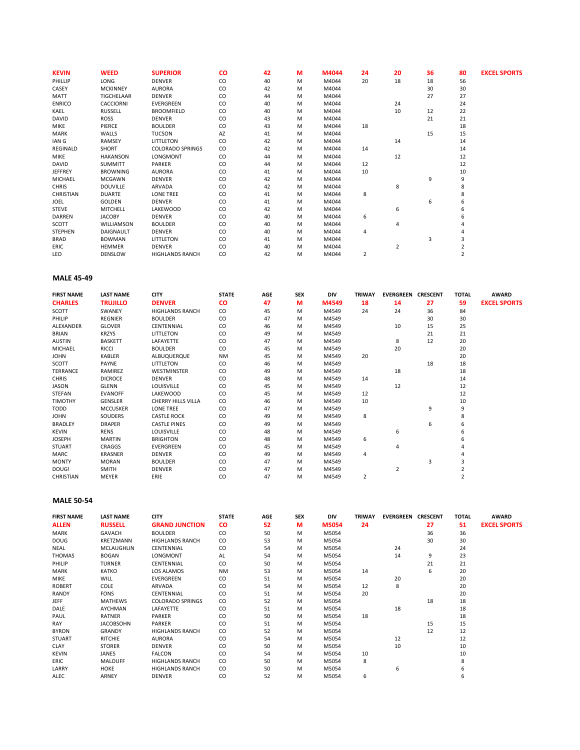| | | | | | | | | | | | |
|---|---|---|---|---|---|---|---|---|---|---|---|
| **KEVIN** | **WEED** | **SUPERIOR** | **CO** | **42** | **M** | **M4044** | **24** | **20** | **36** | **80** | **EXCEL SPORTS** |
| PHILLIP | LONG | DENVER | CO | 40 | M | M4044 | 20 | 18 | 18 | 56 | |
| CASEY | MCKINNEY | AURORA | CO | 42 | M | M4044 | | | 30 | 30 | |
| MATT | TIGCHELAAR | DENVER | CO | 44 | M | M4044 | | | 27 | 27 | |
| ENRICO | CACCIORNI | EVERGREEN | CO | 40 | M | M4044 | | 24 | | 24 | |
| KAEL | RUSSELL | BROOMFIELD | CO | 40 | M | M4044 | | 10 | 12 | 22 | |
| DAVID | ROSS | DENVER | CO | 43 | M | M4044 | | | 21 | 21 | |
| MIKE | PIERCE | BOULDER | CO | 43 | M | M4044 | 18 | | | 18 | |
| MARK | WALLS | TUCSON | AZ | 41 | M | M4044 | | | 15 | 15 | |
| IAN G | RAMSEY | LITTLETON | CO | 42 | M | M4044 | | 14 | | 14 | |
| REGINALD | SHORT | COLORADO SPRINGS | CO | 42 | M | M4044 | 14 | | | 14 | |
| MIKE | HAKANSON | LONGMONT | CO | 44 | M | M4044 | | 12 | | 12 | |
| DAVID | SUMMITT | PARKER | CO | 44 | M | M4044 | 12 | | | 12 | |
| JEFFREY | BROWNING | AURORA | CO | 41 | M | M4044 | 10 | | | 10 | |
| MICHAEL | MCGAWN | DENVER | CO | 42 | M | M4044 | | | 9 | 9 | |
| CHRIS | DOUVILLE | ARVADA | CO | 42 | M | M4044 | | 8 | | 8 | |
| CHRISTIAN | DUARTE | LONE TREE | CO | 41 | M | M4044 | 8 | | | 8 | |
| JOEL | GOLDEN | DENVER | CO | 41 | M | M4044 | | | 6 | 6 | |
| STEVE | MITCHELL | LAKEWOOD | CO | 42 | M | M4044 | | 6 | | 6 | |
| DARREN | JACOBY | DENVER | CO | 40 | M | M4044 | 6 | | | 6 | |
| SCOTT | WILLIAMSON | BOULDER | CO | 40 | M | M4044 | | 4 | | 4 | |
| STEPHEN | DAIGNAULT | DENVER | CO | 40 | M | M4044 | 4 | | | 4 | |
| BRAD | BOWMAN | LITTLETON | CO | 41 | M | M4044 | | | 3 | 3 | |
| ERIC | HEMMER | DENVER | CO | 40 | M | M4044 | | 2 | | 2 | |
| LEO | DENSLOW | HIGHLANDS RANCH | CO | 42 | M | M4044 | 2 | | | 2 | |

**MALE 45-49**

| FIRST NAME | LAST NAME | CITY | STATE | AGE | SEX | DIV | TRIWAY | EVERGREEN | CRESCENT | TOTAL | AWARD |
|---|---|---|---|---|---|---|---|---|---|---|---|
| **CHARLES** | **TRUJILLO** | **DENVER** | **CO** | **47** | **M** | **M4549** | **18** | **14** | **27** | **59** | **EXCEL SPORTS** |
| SCOTT | SWANEY | HIGHLANDS RANCH | CO | 45 | M | M4549 | 24 | 24 | 36 | 84 | |
| PHILIP | REGNIER | BOULDER | CO | 47 | M | M4549 | | | 30 | 30 | |
| ALEXANDER | GLOVER | CENTENNIAL | CO | 46 | M | M4549 | | 10 | 15 | 25 | |
| BRIAN | KRZYS | LITTLETON | CO | 49 | M | M4549 | | | 21 | 21 | |
| AUSTIN | BASKETT | LAFAYETTE | CO | 47 | M | M4549 | | 8 | 12 | 20 | |
| MICHAEL | RICCI | BOULDER | CO | 45 | M | M4549 | | 20 | | 20 | |
| JOHN | KABLER | ALBUQUERQUE | NM | 45 | M | M4549 | 20 | | | 20 | |
| SCOTT | PAYNE | LITTLETON | CO | 46 | M | M4549 | | | 18 | 18 | |
| TERRANCE | RAMIREZ | WESTMINSTER | CO | 49 | M | M4549 | | 18 | | 18 | |
| CHRIS | DICROCE | DENVER | CO | 48 | M | M4549 | 14 | | | 14 | |
| JASON | GLENN | LOUISVILLE | CO | 45 | M | M4549 | | 12 | | 12 | |
| STEFAN | EVANOFF | LAKEWOOD | CO | 45 | M | M4549 | 12 | | | 12 | |
| TIMOTHY | GENSLER | CHERRY HILLS VILLA | CO | 46 | M | M4549 | 10 | | | 10 | |
| TODD | MCCUSKER | LONE TREE | CO | 47 | M | M4549 | | | 9 | 9 | |
| JOHN | SOUDERS | CASTLE ROCK | CO | 49 | M | M4549 | 8 | | | 8 | |
| BRADLEY | DRAPER | CASTLE PINES | CO | 49 | M | M4549 | | | 6 | 6 | |
| KEVIN | RENS | LOUISVILLE | CO | 48 | M | M4549 | | 6 | | 6 | |
| JOSEPH | MARTIN | BRIGHTON | CO | 48 | M | M4549 | 6 | | | 6 | |
| STUART | CRAGGS | EVERGREEN | CO | 45 | M | M4549 | | 4 | | 4 | |
| MARC | KRASNER | DENVER | CO | 49 | M | M4549 | 4 | | | 4 | |
| MONTY | MORAN | BOULDER | CO | 47 | M | M4549 | | | 3 | 3 | |
| DOUG! | SMITH | DENVER | CO | 47 | M | M4549 | | 2 | | 2 | |
| CHRISTIAN | MEYER | ERIE | CO | 47 | M | M4549 | 2 | | | 2 | |

**MALE 50-54**

| FIRST NAME | LAST NAME | CITY | STATE | AGE | SEX | DIV | TRIWAY | EVERGREEN | CRESCENT | TOTAL | AWARD |
|---|---|---|---|---|---|---|---|---|---|---|---|
| **ALLEN** | **RUSSELL** | **GRAND JUNCTION** | **CO** | **52** | **M** | **M5054** | **24** | | **27** | **51** | **EXCEL SPORTS** |
| MARK | GAVACH | BOULDER | CO | 50 | M | M5054 | | | 36 | 36 | |
| DOUG | KRETZMANN | HIGHLANDS RANCH | CO | 53 | M | M5054 | | | 30 | 30 | |
| NEAL | MCLAUGHLIN | CENTENNIAL | CO | 54 | M | M5054 | | 24 | | 24 | |
| THOMAS | BOGAN | LONGMONT | AL | 54 | M | M5054 | | 14 | 9 | 23 | |
| PHILIP | TURNER | CENTENNIAL | CO | 50 | M | M5054 | | | 21 | 21 | |
| MARK | KATKO | LOS ALAMOS | NM | 53 | M | M5054 | 14 | | 6 | 20 | |
| MIKE | WILL | EVERGREEN | CO | 51 | M | M5054 | | 20 | | 20 | |
| ROBERT | COLE | ARVADA | CO | 54 | M | M5054 | 12 | 8 | | 20 | |
| RANDY | FONS | CENTENNIAL | CO | 51 | M | M5054 | 20 | | | 20 | |
| JEFF | MATHEWS | COLORADO SPRINGS | CO | 52 | M | M5054 | | | 18 | 18 | |
| DALE | AYCHMAN | LAFAYETTE | CO | 51 | M | M5054 | | 18 | | 18 | |
| PAUL | RATNER | PARKER | CO | 50 | M | M5054 | 18 | | | 18 | |
| RAY | JACOBSOHN | PARKER | CO | 51 | M | M5054 | | | 15 | 15 | |
| BYRON | GRANDY | HIGHLANDS RANCH | CO | 52 | M | M5054 | | | 12 | 12 | |
| STUART | RITCHIE | AURORA | CO | 54 | M | M5054 | | 12 | | 12 | |
| CLAY | STORER | DENVER | CO | 50 | M | M5054 | | 10 | | 10 | |
| KEVIN | JANES | FALCON | CO | 54 | M | M5054 | 10 | | | 10 | |
| ERIC | MALOUFF | HIGHLANDS RANCH | CO | 50 | M | M5054 | 8 | | | 8 | |
| LARRY | HOKE | HIGHLANDS RANCH | CO | 50 | M | M5054 | | 6 | | 6 | |
| ALEC | ARNEY | DENVER | CO | 52 | M | M5054 | 6 | | | 6 | |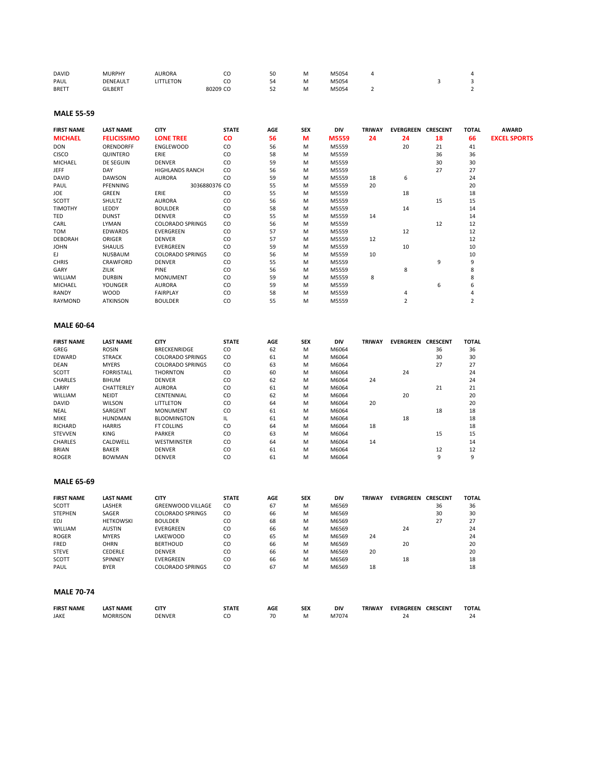| | | | | | | | | | | |
|---|---|---|---|---|---|---|---|---|---|---|
| DAVID | MURPHY | AURORA | CO | 50 | M | M5054 | 4 | | | 4 |
| PAUL | DENEAULT | LITTLETON | CO | 54 | M | M5054 | | | 3 | 3 |
| BRETT | GILBERT | 80209 | CO | 52 | M | M5054 | 2 | | | 2 |

### MALE 55-59

| FIRST NAME | LAST NAME | CITY | STATE | AGE | SEX | DIV | TRIWAY | EVERGREEN | CRESCENT | TOTAL | AWARD |
|---|---|---|---|---|---|---|---|---|---|---|---|
| **MICHAEL** | **FELICISSIMO** | **LONE TREE** | **CO** | **56** | **M** | **M5559** | **24** | **24** | **18** | **66** | **EXCEL SPORTS** |
| DON | ORENDORFF | ENGLEWOOD | CO | 56 | M | M5559 | | 20 | 21 | 41 | |
| CISCO | QUINTERO | ERIE | CO | 58 | M | M5559 | | | 36 | 36 | |
| MICHAEL | DE SEGUIN | DENVER | CO | 59 | M | M5559 | | | 30 | 30 | |
| JEFF | DAY | HIGHLANDS RANCH | CO | 56 | M | M5559 | | | 27 | 27 | |
| DAVID | DAWSON | AURORA | CO | 59 | M | M5559 | 18 | 6 | | 24 | |
| PAUL | PFENNING | 3036880376 | CO | 55 | M | M5559 | 20 | | | 20 | |
| JOE | GREEN | ERIE | CO | 55 | M | M5559 | | 18 | | 18 | |
| SCOTT | SHULTZ | AURORA | CO | 56 | M | M5559 | | | 15 | 15 | |
| TIMOTHY | LEDDY | BOULDER | CO | 58 | M | M5559 | | 14 | | 14 | |
| TED | DUNST | DENVER | CO | 55 | M | M5559 | 14 | | | 14 | |
| CARL | LYMAN | COLORADO SPRINGS | CO | 56 | M | M5559 | | | 12 | 12 | |
| TOM | EDWARDS | EVERGREEN | CO | 57 | M | M5559 | | 12 | | 12 | |
| DEBORAH | ORIGER | DENVER | CO | 57 | M | M5559 | 12 | | | 12 | |
| JOHN | SHAULIS | EVERGREEN | CO | 59 | M | M5559 | | 10 | | 10 | |
| EJ | NUSBAUM | COLORADO SPRINGS | CO | 56 | M | M5559 | 10 | | | 10 | |
| CHRIS | CRAWFORD | DENVER | CO | 55 | M | M5559 | | | 9 | 9 | |
| GARY | ZILIK | PINE | CO | 56 | M | M5559 | | 8 | | 8 | |
| WILLIAM | DURBIN | MONUMENT | CO | 59 | M | M5559 | 8 | | | 8 | |
| MICHAEL | YOUNGER | AURORA | CO | 59 | M | M5559 | | | 6 | 6 | |
| RANDY | WOOD | FAIRPLAY | CO | 58 | M | M5559 | | 4 | | 4 | |
| RAYMOND | ATKINSON | BOULDER | CO | 55 | M | M5559 | | 2 | | 2 | |

### MALE 60-64

| FIRST NAME | LAST NAME | CITY | STATE | AGE | SEX | DIV | TRIWAY | EVERGREEN | CRESCENT | TOTAL |
|---|---|---|---|---|---|---|---|---|---|---|
| GREG | ROSIN | BRECKENRIDGE | CO | 62 | M | M6064 | | | 36 | 36 |
| EDWARD | STRACK | COLORADO SPRINGS | CO | 61 | M | M6064 | | | 30 | 30 |
| DEAN | MYERS | COLORADO SPRINGS | CO | 63 | M | M6064 | | | 27 | 27 |
| SCOTT | FORRISTALL | THORNTON | CO | 60 | M | M6064 | | 24 | | 24 |
| CHARLES | BIHUM | DENVER | CO | 62 | M | M6064 | 24 | | | 24 |
| LARRY | CHATTERLEY | AURORA | CO | 61 | M | M6064 | | | 21 | 21 |
| WILLIAM | NEIDT | CENTENNIAL | CO | 62 | M | M6064 | | 20 | | 20 |
| DAVID | WILSON | LITTLETON | CO | 64 | M | M6064 | 20 | | | 20 |
| NEAL | SARGENT | MONUMENT | CO | 61 | M | M6064 | | | 18 | 18 |
| MIKE | HUNDMAN | BLOOMINGTON | IL | 61 | M | M6064 | | 18 | | 18 |
| RICHARD | HARRIS | FT COLLINS | CO | 64 | M | M6064 | 18 | | | 18 |
| STEVVEN | KING | PARKER | CO | 63 | M | M6064 | | | 15 | 15 |
| CHARLES | CALDWELL | WESTMINSTER | CO | 64 | M | M6064 | 14 | | | 14 |
| BRIAN | BAKER | DENVER | CO | 61 | M | M6064 | | | 12 | 12 |
| ROGER | BOWMAN | DENVER | CO | 61 | M | M6064 | | | 9 | 9 |

### MALE 65-69

| FIRST NAME | LAST NAME | CITY | STATE | AGE | SEX | DIV | TRIWAY | EVERGREEN | CRESCENT | TOTAL |
|---|---|---|---|---|---|---|---|---|---|---|
| SCOTT | LASHER | GREENWOOD VILLAGE | CO | 67 | M | M6569 | | | 36 | 36 |
| STEPHEN | SAGER | COLORADO SPRINGS | CO | 66 | M | M6569 | | | 30 | 30 |
| EDJ | HETKOWSKI | BOULDER | CO | 68 | M | M6569 | | | 27 | 27 |
| WILLIAM | AUSTIN | EVERGREEN | CO | 66 | M | M6569 | | 24 | | 24 |
| ROGER | MYERS | LAKEWOOD | CO | 65 | M | M6569 | 24 | | | 24 |
| FRED | OHRN | BERTHOUD | CO | 66 | M | M6569 | | 20 | | 20 |
| STEVE | CEDERLE | DENVER | CO | 66 | M | M6569 | 20 | | | 20 |
| SCOTT | SPINNEY | EVERGREEN | CO | 66 | M | M6569 | | 18 | | 18 |
| PAUL | BYER | COLORADO SPRINGS | CO | 67 | M | M6569 | 18 | | | 18 |

### MALE 70-74

| FIRST NAME | LAST NAME | CITY | STATE | AGE | SEX | DIV | TRIWAY | EVERGREEN | CRESCENT | TOTAL |
|---|---|---|---|---|---|---|---|---|---|---|
| JAKE | MORRISON | DENVER | CO | 70 | M | M7074 | | 24 | | 24 |